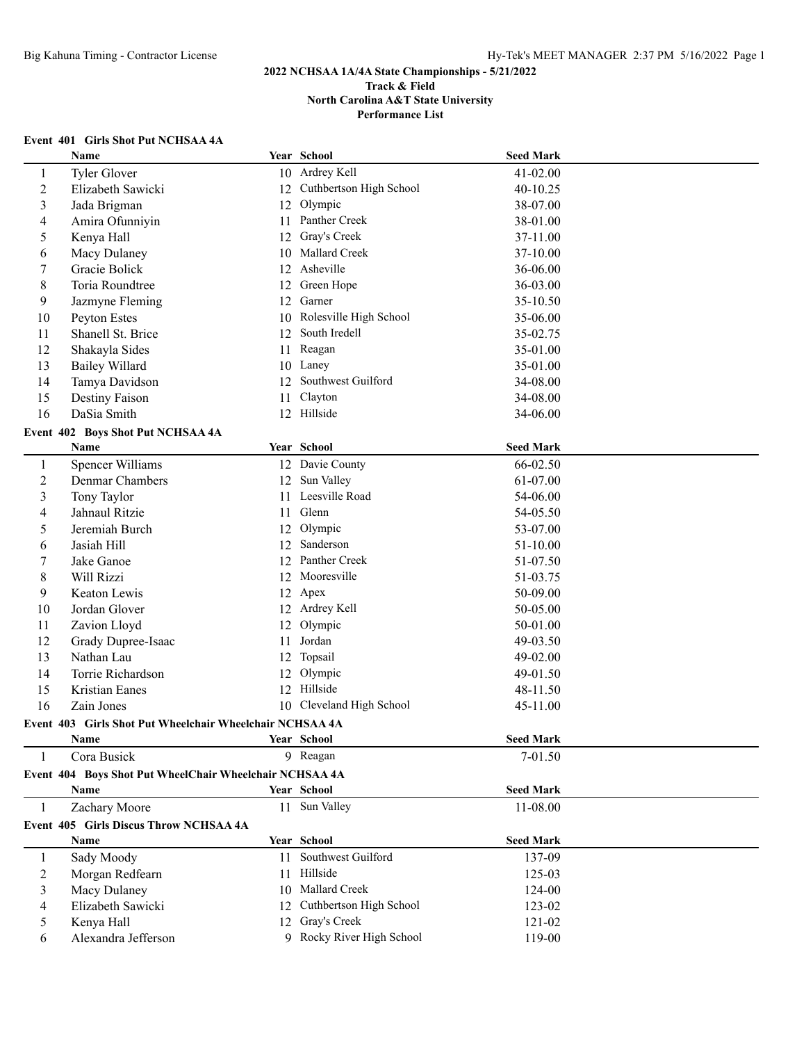## 2022 NCHSAA 1A/4A State Championships - 5/21/2022
### Track & Field
### North Carolina A&T State University
### Performance List

**Event 401 Girls Shot Put NCHSAA 4A**

| | Name | Year | School | Seed Mark |
|---|---|---|---|---|
| 1 | Tyler Glover | 10 | Ardrey Kell | 41-02.00 |
| 2 | Elizabeth Sawicki | 12 | Cuthbertson High School | 40-10.25 |
| 3 | Jada Brigman | 12 | Olympic | 38-07.00 |
| 4 | Amira Ofunniyin | 11 | Panther Creek | 38-01.00 |
| 5 | Kenya Hall | 12 | Gray's Creek | 37-11.00 |
| 6 | Macy Dulaney | 10 | Mallard Creek | 37-10.00 |
| 7 | Gracie Bolick | 12 | Asheville | 36-06.00 |
| 8 | Toria Roundtree | 12 | Green Hope | 36-03.00 |
| 9 | Jazmyne Fleming | 12 | Garner | 35-10.50 |
| 10 | Peyton Estes | 10 | Rolesville High School | 35-06.00 |
| 11 | Shanell St. Brice | 12 | South Iredell | 35-02.75 |
| 12 | Shakayla Sides | 11 | Reagan | 35-01.00 |
| 13 | Bailey Willard | 10 | Laney | 35-01.00 |
| 14 | Tamya Davidson | 12 | Southwest Guilford | 34-08.00 |
| 15 | Destiny Faison | 11 | Clayton | 34-08.00 |
| 16 | DaSia Smith | 12 | Hillside | 34-06.00 |

**Event 402 Boys Shot Put NCHSAA 4A**

| | Name | Year | School | Seed Mark |
|---|---|---|---|---|
| 1 | Spencer Williams | 12 | Davie County | 66-02.50 |
| 2 | Denmar Chambers | 12 | Sun Valley | 61-07.00 |
| 3 | Tony Taylor | 11 | Leesville Road | 54-06.00 |
| 4 | Jahnaul Ritzie | 11 | Glenn | 54-05.50 |
| 5 | Jeremiah Burch | 12 | Olympic | 53-07.00 |
| 6 | Jasiah Hill | 12 | Sanderson | 51-10.00 |
| 7 | Jake Ganoe | 12 | Panther Creek | 51-07.50 |
| 8 | Will Rizzi | 12 | Mooresville | 51-03.75 |
| 9 | Keaton Lewis | 12 | Apex | 50-09.00 |
| 10 | Jordan Glover | 12 | Ardrey Kell | 50-05.00 |
| 11 | Zavion Lloyd | 12 | Olympic | 50-01.00 |
| 12 | Grady Dupree-Isaac | 11 | Jordan | 49-03.50 |
| 13 | Nathan Lau | 12 | Topsail | 49-02.00 |
| 14 | Torrie Richardson | 12 | Olympic | 49-01.50 |
| 15 | Kristian Eanes | 12 | Hillside | 48-11.50 |
| 16 | Zain Jones | 10 | Cleveland High School | 45-11.00 |

**Event 403 Girls Shot Put Wheelchair Wheelchair NCHSAA 4A**

| | Name | Year | School | Seed Mark |
|---|---|---|---|---|
| 1 | Cora Busick | 9 | Reagan | 7-01.50 |

**Event 404 Boys Shot Put WheelChair Wheelchair NCHSAA 4A**

| | Name | Year | School | Seed Mark |
|---|---|---|---|---|
| 1 | Zachary Moore | 11 | Sun Valley | 11-08.00 |

**Event 405 Girls Discus Throw NCHSAA 4A**

| | Name | Year | School | Seed Mark |
|---|---|---|---|---|
| 1 | Sady Moody | 11 | Southwest Guilford | 137-09 |
| 2 | Morgan Redfearn | 11 | Hillside | 125-03 |
| 3 | Macy Dulaney | 10 | Mallard Creek | 124-00 |
| 4 | Elizabeth Sawicki | 12 | Cuthbertson High School | 123-02 |
| 5 | Kenya Hall | 12 | Gray's Creek | 121-02 |
| 6 | Alexandra Jefferson | 9 | Rocky River High School | 119-00 |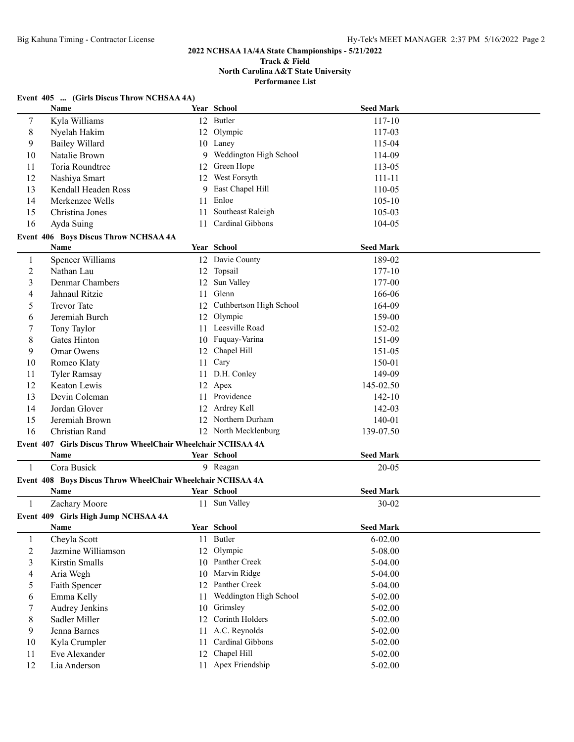## 2022 NCHSAA 1A/4A State Championships - 5/21/2022

**Track & Field**
**North Carolina A&T State University**
**Performance List**

### Event 405 ... (Girls Discus Throw NCHSAA 4A)

| | Name | Year | School | Seed Mark |
|---|---|---|---|---|
| 7 | Kyla Williams | 12 | Butler | 117-10 |
| 8 | Nyelah Hakim | 12 | Olympic | 117-03 |
| 9 | Bailey Willard | 10 | Laney | 115-04 |
| 10 | Natalie Brown | 9 | Weddington High School | 114-09 |
| 11 | Toria Roundtree | 12 | Green Hope | 113-05 |
| 12 | Nashiya Smart | 12 | West Forsyth | 111-11 |
| 13 | Kendall Headen Ross | 9 | East Chapel Hill | 110-05 |
| 14 | Merkenzee Wells | 11 | Enloe | 105-10 |
| 15 | Christina Jones | 11 | Southeast Raleigh | 105-03 |
| 16 | Ayda Suing | 11 | Cardinal Gibbons | 104-05 |

### Event 406 Boys Discus Throw NCHSAA 4A

| | Name | Year | School | Seed Mark |
|---|---|---|---|---|
| 1 | Spencer Williams | 12 | Davie County | 189-02 |
| 2 | Nathan Lau | 12 | Topsail | 177-10 |
| 3 | Denmar Chambers | 12 | Sun Valley | 177-00 |
| 4 | Jahnaul Ritzie | 11 | Glenn | 166-06 |
| 5 | Trevor Tate | 12 | Cuthbertson High School | 164-09 |
| 6 | Jeremiah Burch | 12 | Olympic | 159-00 |
| 7 | Tony Taylor | 11 | Leesville Road | 152-02 |
| 8 | Gates Hinton | 10 | Fuquay-Varina | 151-09 |
| 9 | Omar Owens | 12 | Chapel Hill | 151-05 |
| 10 | Romeo Klaty | 11 | Cary | 150-01 |
| 11 | Tyler Ramsay | 11 | D.H. Conley | 149-09 |
| 12 | Keaton Lewis | 12 | Apex | 145-02.50 |
| 13 | Devin Coleman | 11 | Providence | 142-10 |
| 14 | Jordan Glover | 12 | Ardrey Kell | 142-03 |
| 15 | Jeremiah Brown | 12 | Northern Durham | 140-01 |
| 16 | Christian Rand | 12 | North Mecklenburg | 139-07.50 |

### Event 407 Girls Discus Throw WheelChair Wheelchair NCHSAA 4A

| | Name | Year | School | Seed Mark |
|---|---|---|---|---|
| 1 | Cora Busick | 9 | Reagan | 20-05 |

### Event 408 Boys Discus Throw WheelChair Wheelchair NCHSAA 4A

| | Name | Year | School | Seed Mark |
|---|---|---|---|---|
| 1 | Zachary Moore | 11 | Sun Valley | 30-02 |

### Event 409 Girls High Jump NCHSAA 4A

| | Name | Year | School | Seed Mark |
|---|---|---|---|---|
| 1 | Cheyla Scott | 11 | Butler | 6-02.00 |
| 2 | Jazmine Williamson | 12 | Olympic | 5-08.00 |
| 3 | Kirstin Smalls | 10 | Panther Creek | 5-04.00 |
| 4 | Aria Wegh | 10 | Marvin Ridge | 5-04.00 |
| 5 | Faith Spencer | 12 | Panther Creek | 5-04.00 |
| 6 | Emma Kelly | 11 | Weddington High School | 5-02.00 |
| 7 | Audrey Jenkins | 10 | Grimsley | 5-02.00 |
| 8 | Sadler Miller | 12 | Corinth Holders | 5-02.00 |
| 9 | Jenna Barnes | 11 | A.C. Reynolds | 5-02.00 |
| 10 | Kyla Crumpler | 11 | Cardinal Gibbons | 5-02.00 |
| 11 | Eve Alexander | 12 | Chapel Hill | 5-02.00 |
| 12 | Lia Anderson | 11 | Apex Friendship | 5-02.00 |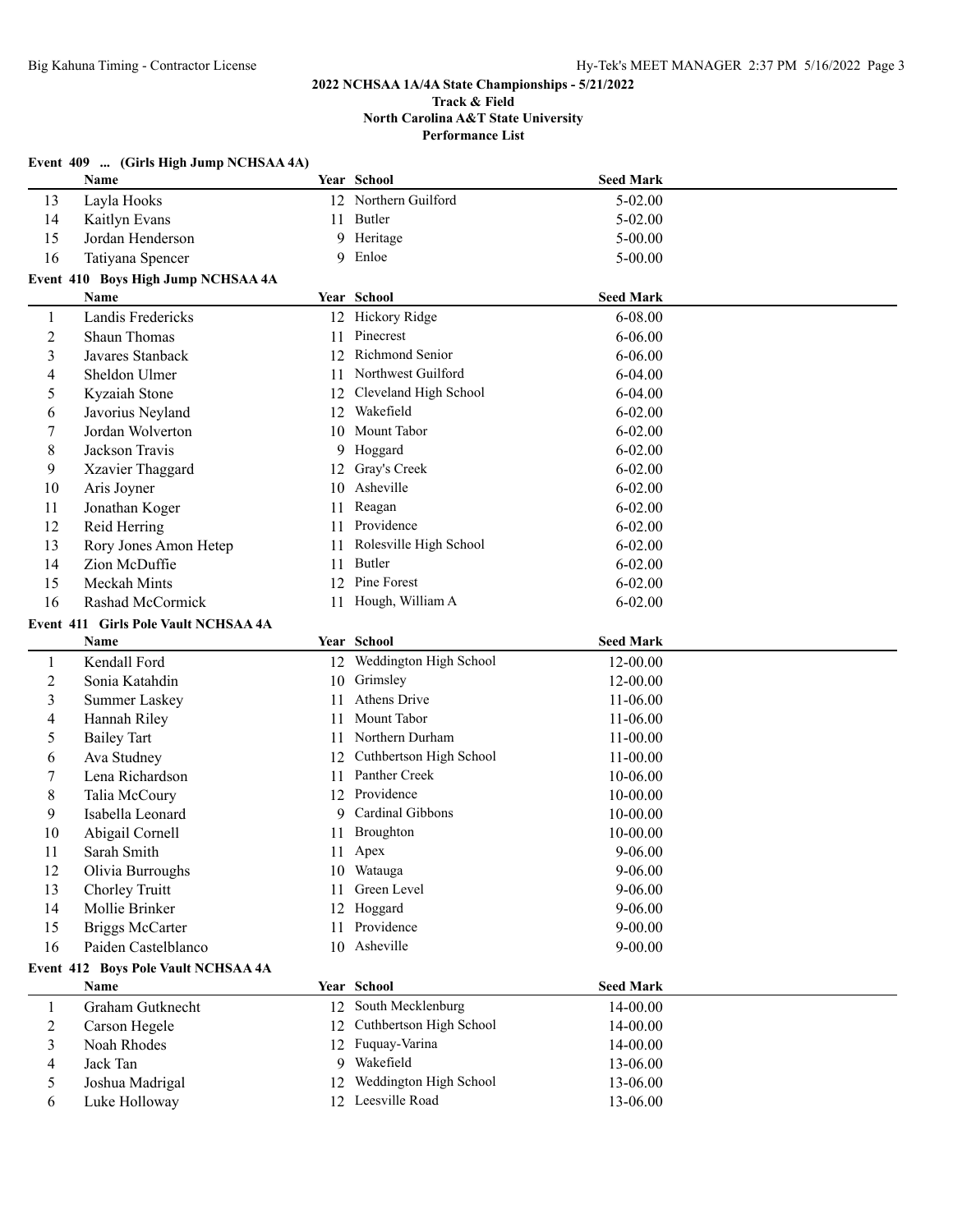### 2022 NCHSAA 1A/4A State Championships - 5/21/2022
### Track & Field
### North Carolina A&T State University
### Performance List

**Event 409 ... (Girls High Jump NCHSAA 4A)**

| | Name | Year | School | Seed Mark |
|---|---|---|---|---|
| 13 | Layla Hooks | 12 | Northern Guilford | 5-02.00 |
| 14 | Kaitlyn Evans | 11 | Butler | 5-02.00 |
| 15 | Jordan Henderson | 9 | Heritage | 5-00.00 |
| 16 | Tatiyana Spencer | 9 | Enloe | 5-00.00 |

**Event 410 Boys High Jump NCHSAA 4A**

| | Name | Year | School | Seed Mark |
|---|---|---|---|---|
| 1 | Landis Fredericks | 12 | Hickory Ridge | 6-08.00 |
| 2 | Shaun Thomas | 11 | Pinecrest | 6-06.00 |
| 3 | Javares Stanback | 12 | Richmond Senior | 6-06.00 |
| 4 | Sheldon Ulmer | 11 | Northwest Guilford | 6-04.00 |
| 5 | Kyzaiah Stone | 12 | Cleveland High School | 6-04.00 |
| 6 | Javorius Neyland | 12 | Wakefield | 6-02.00 |
| 7 | Jordan Wolverton | 10 | Mount Tabor | 6-02.00 |
| 8 | Jackson Travis | 9 | Hoggard | 6-02.00 |
| 9 | Xzavier Thaggard | 12 | Gray's Creek | 6-02.00 |
| 10 | Aris Joyner | 10 | Asheville | 6-02.00 |
| 11 | Jonathan Koger | 11 | Reagan | 6-02.00 |
| 12 | Reid Herring | 11 | Providence | 6-02.00 |
| 13 | Rory Jones Amon Hetep | 11 | Rolesville High School | 6-02.00 |
| 14 | Zion McDuffie | 11 | Butler | 6-02.00 |
| 15 | Meckah Mints | 12 | Pine Forest | 6-02.00 |
| 16 | Rashad McCormick | 11 | Hough, William A | 6-02.00 |

**Event 411 Girls Pole Vault NCHSAA 4A**

| | Name | Year | School | Seed Mark |
|---|---|---|---|---|
| 1 | Kendall Ford | 12 | Weddington High School | 12-00.00 |
| 2 | Sonia Katahdin | 10 | Grimsley | 12-00.00 |
| 3 | Summer Laskey | 11 | Athens Drive | 11-06.00 |
| 4 | Hannah Riley | 11 | Mount Tabor | 11-06.00 |
| 5 | Bailey Tart | 11 | Northern Durham | 11-00.00 |
| 6 | Ava Studney | 12 | Cuthbertson High School | 11-00.00 |
| 7 | Lena Richardson | 11 | Panther Creek | 10-06.00 |
| 8 | Talia McCoury | 12 | Providence | 10-00.00 |
| 9 | Isabella Leonard | 9 | Cardinal Gibbons | 10-00.00 |
| 10 | Abigail Cornell | 11 | Broughton | 10-00.00 |
| 11 | Sarah Smith | 11 | Apex | 9-06.00 |
| 12 | Olivia Burroughs | 10 | Watauga | 9-06.00 |
| 13 | Chorley Truitt | 11 | Green Level | 9-06.00 |
| 14 | Mollie Brinker | 12 | Hoggard | 9-06.00 |
| 15 | Briggs McCarter | 11 | Providence | 9-00.00 |
| 16 | Paiden Castelblanco | 10 | Asheville | 9-00.00 |

**Event 412 Boys Pole Vault NCHSAA 4A**

| | Name | Year | School | Seed Mark |
|---|---|---|---|---|
| 1 | Graham Gutknecht | 12 | South Mecklenburg | 14-00.00 |
| 2 | Carson Hegele | 12 | Cuthbertson High School | 14-00.00 |
| 3 | Noah Rhodes | 12 | Fuquay-Varina | 14-00.00 |
| 4 | Jack Tan | 9 | Wakefield | 13-06.00 |
| 5 | Joshua Madrigal | 12 | Weddington High School | 13-06.00 |
| 6 | Luke Holloway | 12 | Leesville Road | 13-06.00 |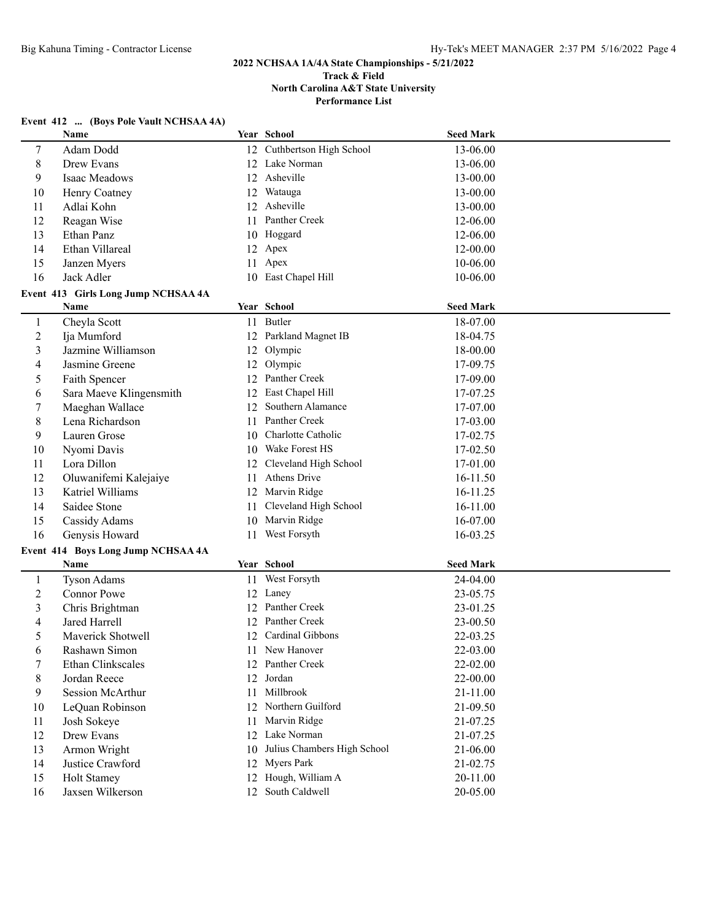## 2022 NCHSAA 1A/4A State Championships - 5/21/2022

### Track & Field

### North Carolina A&T State University

### Performance List

**Event 412 ... (Boys Pole Vault NCHSAA 4A)**

| | Name | Year | School | Seed Mark |
|---|---|---|---|---|
| 7 | Adam Dodd | 12 | Cuthbertson High School | 13-06.00 |
| 8 | Drew Evans | 12 | Lake Norman | 13-06.00 |
| 9 | Isaac Meadows | 12 | Asheville | 13-00.00 |
| 10 | Henry Coatney | 12 | Watauga | 13-00.00 |
| 11 | Adlai Kohn | 12 | Asheville | 13-00.00 |
| 12 | Reagan Wise | 11 | Panther Creek | 12-06.00 |
| 13 | Ethan Panz | 10 | Hoggard | 12-06.00 |
| 14 | Ethan Villareal | 12 | Apex | 12-00.00 |
| 15 | Janzen Myers | 11 | Apex | 10-06.00 |
| 16 | Jack Adler | 10 | East Chapel Hill | 10-06.00 |

**Event 413 Girls Long Jump NCHSAA 4A**

| | Name | Year | School | Seed Mark |
|---|---|---|---|---|
| 1 | Cheyla Scott | 11 | Butler | 18-07.00 |
| 2 | Ija Mumford | 12 | Parkland Magnet IB | 18-04.75 |
| 3 | Jazmine Williamson | 12 | Olympic | 18-00.00 |
| 4 | Jasmine Greene | 12 | Olympic | 17-09.75 |
| 5 | Faith Spencer | 12 | Panther Creek | 17-09.00 |
| 6 | Sara Maeve Klingensmith | 12 | East Chapel Hill | 17-07.25 |
| 7 | Maeghan Wallace | 12 | Southern Alamance | 17-07.00 |
| 8 | Lena Richardson | 11 | Panther Creek | 17-03.00 |
| 9 | Lauren Grose | 10 | Charlotte Catholic | 17-02.75 |
| 10 | Nyomi Davis | 10 | Wake Forest HS | 17-02.50 |
| 11 | Lora Dillon | 12 | Cleveland High School | 17-01.00 |
| 12 | Oluwanifemi Kalejaiye | 11 | Athens Drive | 16-11.50 |
| 13 | Katriel Williams | 12 | Marvin Ridge | 16-11.25 |
| 14 | Saidee Stone | 11 | Cleveland High School | 16-11.00 |
| 15 | Cassidy Adams | 10 | Marvin Ridge | 16-07.00 |
| 16 | Genysis Howard | 11 | West Forsyth | 16-03.25 |

**Event 414 Boys Long Jump NCHSAA 4A**

| | Name | Year | School | Seed Mark |
|---|---|---|---|---|
| 1 | Tyson Adams | 11 | West Forsyth | 24-04.00 |
| 2 | Connor Powe | 12 | Laney | 23-05.75 |
| 3 | Chris Brightman | 12 | Panther Creek | 23-01.25 |
| 4 | Jared Harrell | 12 | Panther Creek | 23-00.50 |
| 5 | Maverick Shotwell | 12 | Cardinal Gibbons | 22-03.25 |
| 6 | Rashawn Simon | 11 | New Hanover | 22-03.00 |
| 7 | Ethan Clinkscales | 12 | Panther Creek | 22-02.00 |
| 8 | Jordan Reece | 12 | Jordan | 22-00.00 |
| 9 | Session McArthur | 11 | Millbrook | 21-11.00 |
| 10 | LeQuan Robinson | 12 | Northern Guilford | 21-09.50 |
| 11 | Josh Sokeye | 11 | Marvin Ridge | 21-07.25 |
| 12 | Drew Evans | 12 | Lake Norman | 21-07.25 |
| 13 | Armon Wright | 10 | Julius Chambers High School | 21-06.00 |
| 14 | Justice Crawford | 12 | Myers Park | 21-02.75 |
| 15 | Holt Stamey | 12 | Hough, William A | 20-11.00 |
| 16 | Jaxsen Wilkerson | 12 | South Caldwell | 20-05.00 |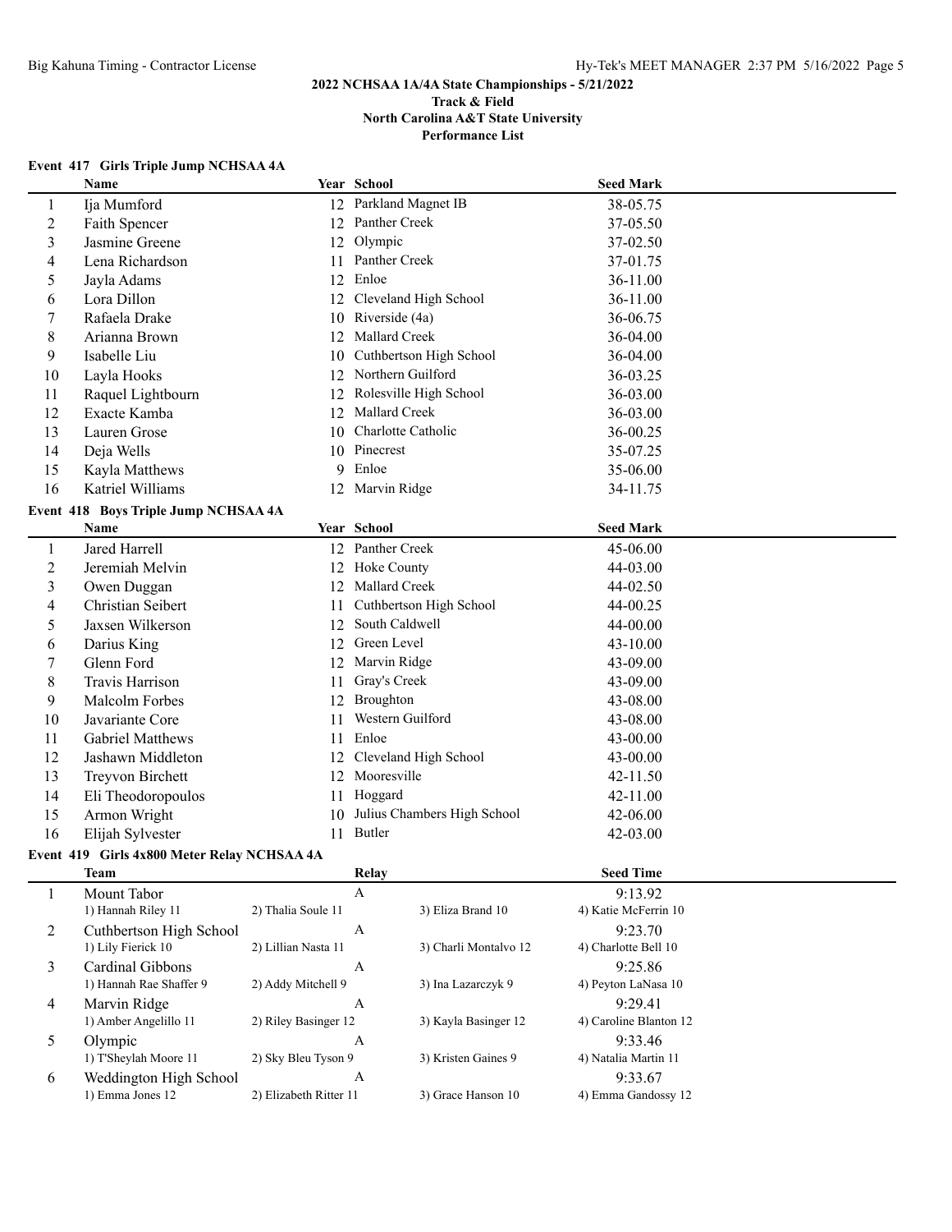## 2022 NCHSAA 1A/4A State Championships - 5/21/2022

**Track & Field**
**North Carolina A&T State University**
**Performance List**

### Event 417 Girls Triple Jump NCHSAA 4A

| | Name | Year | School | Seed Mark |
|---|---|---|---|---|
| 1 | Ija Mumford | 12 | Parkland Magnet IB | 38-05.75 |
| 2 | Faith Spencer | 12 | Panther Creek | 37-05.50 |
| 3 | Jasmine Greene | 12 | Olympic | 37-02.50 |
| 4 | Lena Richardson | 11 | Panther Creek | 37-01.75 |
| 5 | Jayla Adams | 12 | Enloe | 36-11.00 |
| 6 | Lora Dillon | 12 | Cleveland High School | 36-11.00 |
| 7 | Rafaela Drake | 10 | Riverside (4a) | 36-06.75 |
| 8 | Arianna Brown | 12 | Mallard Creek | 36-04.00 |
| 9 | Isabelle Liu | 10 | Cuthbertson High School | 36-04.00 |
| 10 | Layla Hooks | 12 | Northern Guilford | 36-03.25 |
| 11 | Raquel Lightbourn | 12 | Rolesville High School | 36-03.00 |
| 12 | Exacte Kamba | 12 | Mallard Creek | 36-03.00 |
| 13 | Lauren Grose | 10 | Charlotte Catholic | 36-00.25 |
| 14 | Deja Wells | 10 | Pinecrest | 35-07.25 |
| 15 | Kayla Matthews | 9 | Enloe | 35-06.00 |
| 16 | Katriel Williams | 12 | Marvin Ridge | 34-11.75 |

### Event 418 Boys Triple Jump NCHSAA 4A

| | Name | Year | School | Seed Mark |
|---|---|---|---|---|
| 1 | Jared Harrell | 12 | Panther Creek | 45-06.00 |
| 2 | Jeremiah Melvin | 12 | Hoke County | 44-03.00 |
| 3 | Owen Duggan | 12 | Mallard Creek | 44-02.50 |
| 4 | Christian Seibert | 11 | Cuthbertson High School | 44-00.25 |
| 5 | Jaxsen Wilkerson | 12 | South Caldwell | 44-00.00 |
| 6 | Darius King | 12 | Green Level | 43-10.00 |
| 7 | Glenn Ford | 12 | Marvin Ridge | 43-09.00 |
| 8 | Travis Harrison | 11 | Gray's Creek | 43-09.00 |
| 9 | Malcolm Forbes | 12 | Broughton | 43-08.00 |
| 10 | Javariante Core | 11 | Western Guilford | 43-08.00 |
| 11 | Gabriel Matthews | 11 | Enloe | 43-00.00 |
| 12 | Jashawn Middleton | 12 | Cleveland High School | 43-00.00 |
| 13 | Treyvon Birchett | 12 | Mooresville | 42-11.50 |
| 14 | Eli Theodoropoulos | 11 | Hoggard | 42-11.00 |
| 15 | Armon Wright | 10 | Julius Chambers High School | 42-06.00 |
| 16 | Elijah Sylvester | 11 | Butler | 42-03.00 |

### Event 419 Girls 4x800 Meter Relay NCHSAA 4A

| | Team | Relay | Seed Time |
|---|---|---|---|
| 1 | Mount Tabor | A | 9:13.92 |
| | 1) Hannah Riley 11, 2) Thalia Soule 11, 3) Eliza Brand 10, 4) Katie McFerrin 10 | | |
| 2 | Cuthbertson High School | A | 9:23.70 |
| | 1) Lily Fierick 10, 2) Lillian Nasta 11, 3) Charli Montalvo 12, 4) Charlotte Bell 10 | | |
| 3 | Cardinal Gibbons | A | 9:25.86 |
| | 1) Hannah Rae Shaffer 9, 2) Addy Mitchell 9, 3) Ina Lazarczyk 9, 4) Peyton LaNasa 10 | | |
| 4 | Marvin Ridge | A | 9:29.41 |
| | 1) Amber Angelillo 11, 2) Riley Basinger 12, 3) Kayla Basinger 12, 4) Caroline Blanton 12 | | |
| 5 | Olympic | A | 9:33.46 |
| | 1) T'Sheylah Moore 11, 2) Sky Bleu Tyson 9, 3) Kristen Gaines 9, 4) Natalia Martin 11 | | |
| 6 | Weddington High School | A | 9:33.67 |
| | 1) Emma Jones 12, 2) Elizabeth Ritter 11, 3) Grace Hanson 10, 4) Emma Gandossy 12 | | |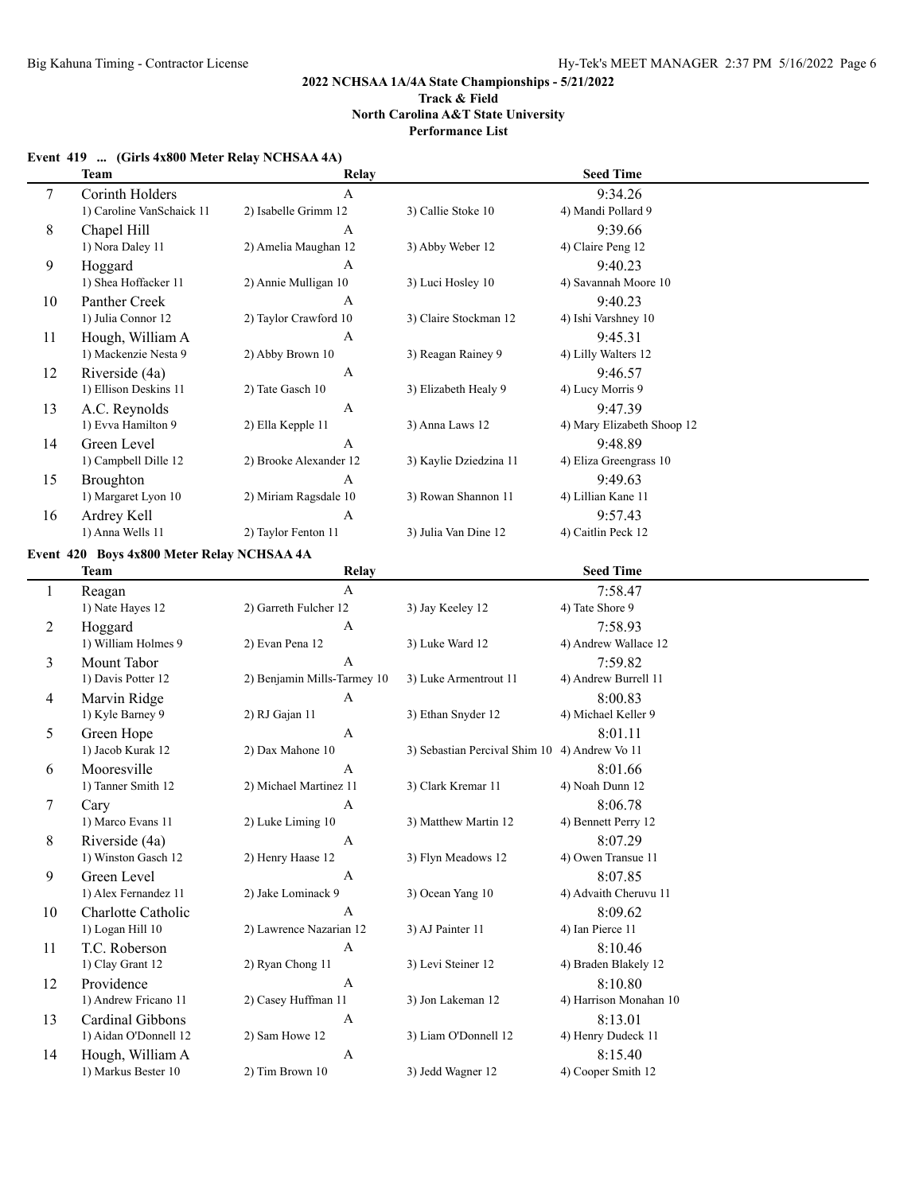## 2022 NCHSAA 1A/4A State Championships - 5/21/2022

**Track & Field**
**North Carolina A&T State University**
**Performance List**

### Event 419 ... (Girls 4x800 Meter Relay NCHSAA 4A)

| | Team | Relay | | Seed Time |
|---|---|---|---|---|
| 7 | Corinth Holders | A | | 9:34.26 |
| | 1) Caroline VanSchaick 11 | 2) Isabelle Grimm 12 | 3) Callie Stoke 10 | 4) Mandi Pollard 9 |
| 8 | Chapel Hill | A | | 9:39.66 |
| | 1) Nora Daley 11 | 2) Amelia Maughan 12 | 3) Abby Weber 12 | 4) Claire Peng 12 |
| 9 | Hoggard | A | | 9:40.23 |
| | 1) Shea Hoffacker 11 | 2) Annie Mulligan 10 | 3) Luci Hosley 10 | 4) Savannah Moore 10 |
| 10 | Panther Creek | A | | 9:40.23 |
| | 1) Julia Connor 12 | 2) Taylor Crawford 10 | 3) Claire Stockman 12 | 4) Ishi Varshney 10 |
| 11 | Hough, William A | A | | 9:45.31 |
| | 1) Mackenzie Nesta 9 | 2) Abby Brown 10 | 3) Reagan Rainey 9 | 4) Lilly Walters 12 |
| 12 | Riverside (4a) | A | | 9:46.57 |
| | 1) Ellison Deskins 11 | 2) Tate Gasch 10 | 3) Elizabeth Healy 9 | 4) Lucy Morris 9 |
| 13 | A.C. Reynolds | A | | 9:47.39 |
| | 1) Evva Hamilton 9 | 2) Ella Kepple 11 | 3) Anna Laws 12 | 4) Mary Elizabeth Shoop 12 |
| 14 | Green Level | A | | 9:48.89 |
| | 1) Campbell Dille 12 | 2) Brooke Alexander 12 | 3) Kaylie Dziedzina 11 | 4) Eliza Greengrass 10 |
| 15 | Broughton | A | | 9:49.63 |
| | 1) Margaret Lyon 10 | 2) Miriam Ragsdale 10 | 3) Rowan Shannon 11 | 4) Lillian Kane 11 |
| 16 | Ardrey Kell | A | | 9:57.43 |
| | 1) Anna Wells 11 | 2) Taylor Fenton 11 | 3) Julia Van Dine 12 | 4) Caitlin Peck 12 |

### Event 420 Boys 4x800 Meter Relay NCHSAA 4A

| | Team | Relay | | Seed Time |
|---|---|---|---|---|
| 1 | Reagan | A | | 7:58.47 |
| | 1) Nate Hayes 12 | 2) Garreth Fulcher 12 | 3) Jay Keeley 12 | 4) Tate Shore 9 |
| 2 | Hoggard | A | | 7:58.93 |
| | 1) William Holmes 9 | 2) Evan Pena 12 | 3) Luke Ward 12 | 4) Andrew Wallace 12 |
| 3 | Mount Tabor | A | | 7:59.82 |
| | 1) Davis Potter 12 | 2) Benjamin Mills-Tarmey 10 | 3) Luke Armentrout 11 | 4) Andrew Burrell 11 |
| 4 | Marvin Ridge | A | | 8:00.83 |
| | 1) Kyle Barney 9 | 2) RJ Gajan 11 | 3) Ethan Snyder 12 | 4) Michael Keller 9 |
| 5 | Green Hope | A | | 8:01.11 |
| | 1) Jacob Kurak 12 | 2) Dax Mahone 10 | 3) Sebastian Percival Shim 10 | 4) Andrew Vo 11 |
| 6 | Mooresville | A | | 8:01.66 |
| | 1) Tanner Smith 12 | 2) Michael Martinez 11 | 3) Clark Kremar 11 | 4) Noah Dunn 12 |
| 7 | Cary | A | | 8:06.78 |
| | 1) Marco Evans 11 | 2) Luke Liming 10 | 3) Matthew Martin 12 | 4) Bennett Perry 12 |
| 8 | Riverside (4a) | A | | 8:07.29 |
| | 1) Winston Gasch 12 | 2) Henry Haase 12 | 3) Flyn Meadows 12 | 4) Owen Transue 11 |
| 9 | Green Level | A | | 8:07.85 |
| | 1) Alex Fernandez 11 | 2) Jake Lominack 9 | 3) Ocean Yang 10 | 4) Advaith Cheruvu 11 |
| 10 | Charlotte Catholic | A | | 8:09.62 |
| | 1) Logan Hill 10 | 2) Lawrence Nazarian 12 | 3) AJ Painter 11 | 4) Ian Pierce 11 |
| 11 | T.C. Roberson | A | | 8:10.46 |
| | 1) Clay Grant 12 | 2) Ryan Chong 11 | 3) Levi Steiner 12 | 4) Braden Blakely 12 |
| 12 | Providence | A | | 8:10.80 |
| | 1) Andrew Fricano 11 | 2) Casey Huffman 11 | 3) Jon Lakeman 12 | 4) Harrison Monahan 10 |
| 13 | Cardinal Gibbons | A | | 8:13.01 |
| | 1) Aidan O'Donnell 12 | 2) Sam Howe 12 | 3) Liam O'Donnell 12 | 4) Henry Dudeck 11 |
| 14 | Hough, William A | A | | 8:15.40 |
| | 1) Markus Bester 10 | 2) Tim Brown 10 | 3) Jedd Wagner 12 | 4) Cooper Smith 12 |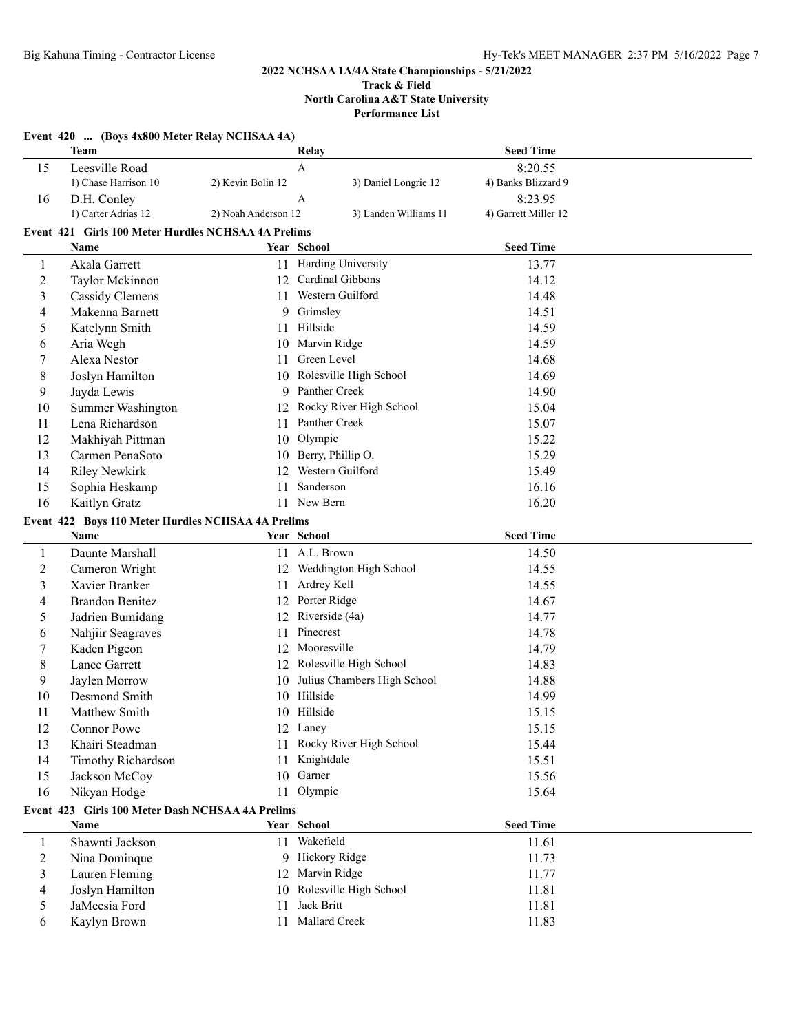### Event 420 ... (Boys 4x800 Meter Relay NCHSAA 4A)

| | Team | Relay | | Seed Time |
|---|---|---|---|---|
| 15 | Leesville Road | A | | 8:20.55 |
| | 1) Chase Harrison 10 | 2) Kevin Bolin 12 | 3) Daniel Longrie 12 | 4) Banks Blizzard 9 |
| 16 | D.H. Conley | A | | 8:23.95 |
| | 1) Carter Adrias 12 | 2) Noah Anderson 12 | 3) Landen Williams 11 | 4) Garrett Miller 12 |

### Event 421 Girls 100 Meter Hurdles NCHSAA 4A Prelims

| | Name | Year | School | Seed Time |
|---|---|---|---|---|
| 1 | Akala Garrett | 11 | Harding University | 13.77 |
| 2 | Taylor Mckinnon | 12 | Cardinal Gibbons | 14.12 |
| 3 | Cassidy Clemens | 11 | Western Guilford | 14.48 |
| 4 | Makenna Barnett | 9 | Grimsley | 14.51 |
| 5 | Katelynn Smith | 11 | Hillside | 14.59 |
| 6 | Aria Wegh | 10 | Marvin Ridge | 14.59 |
| 7 | Alexa Nestor | 11 | Green Level | 14.68 |
| 8 | Joslyn Hamilton | 10 | Rolesville High School | 14.69 |
| 9 | Jayda Lewis | 9 | Panther Creek | 14.90 |
| 10 | Summer Washington | 12 | Rocky River High School | 15.04 |
| 11 | Lena Richardson | 11 | Panther Creek | 15.07 |
| 12 | Makhiyah Pittman | 10 | Olympic | 15.22 |
| 13 | Carmen PenaSoto | 10 | Berry, Phillip O. | 15.29 |
| 14 | Riley Newkirk | 12 | Western Guilford | 15.49 |
| 15 | Sophia Heskamp | 11 | Sanderson | 16.16 |
| 16 | Kaitlyn Gratz | 11 | New Bern | 16.20 |

### Event 422 Boys 110 Meter Hurdles NCHSAA 4A Prelims

| | Name | Year | School | Seed Time |
|---|---|---|---|---|
| 1 | Daunte Marshall | 11 | A.L. Brown | 14.50 |
| 2 | Cameron Wright | 12 | Weddington High School | 14.55 |
| 3 | Xavier Branker | 11 | Ardrey Kell | 14.55 |
| 4 | Brandon Benitez | 12 | Porter Ridge | 14.67 |
| 5 | Jadrien Bumidang | 12 | Riverside (4a) | 14.77 |
| 6 | Nahjiir Seagraves | 11 | Pinecrest | 14.78 |
| 7 | Kaden Pigeon | 12 | Mooresville | 14.79 |
| 8 | Lance Garrett | 12 | Rolesville High School | 14.83 |
| 9 | Jaylen Morrow | 10 | Julius Chambers High School | 14.88 |
| 10 | Desmond Smith | 10 | Hillside | 14.99 |
| 11 | Matthew Smith | 10 | Hillside | 15.15 |
| 12 | Connor Powe | 12 | Laney | 15.15 |
| 13 | Khairi Steadman | 11 | Rocky River High School | 15.44 |
| 14 | Timothy Richardson | 11 | Knightdale | 15.51 |
| 15 | Jackson McCoy | 10 | Garner | 15.56 |
| 16 | Nikyan Hodge | 11 | Olympic | 15.64 |

### Event 423 Girls 100 Meter Dash NCHSAA 4A Prelims

| | Name | Year | School | Seed Time |
|---|---|---|---|---|
| 1 | Shawnti Jackson | 11 | Wakefield | 11.61 |
| 2 | Nina Dominque | 9 | Hickory Ridge | 11.73 |
| 3 | Lauren Fleming | 12 | Marvin Ridge | 11.77 |
| 4 | Joslyn Hamilton | 10 | Rolesville High School | 11.81 |
| 5 | JaMeesia Ford | 11 | Jack Britt | 11.81 |
| 6 | Kaylyn Brown | 11 | Mallard Creek | 11.83 |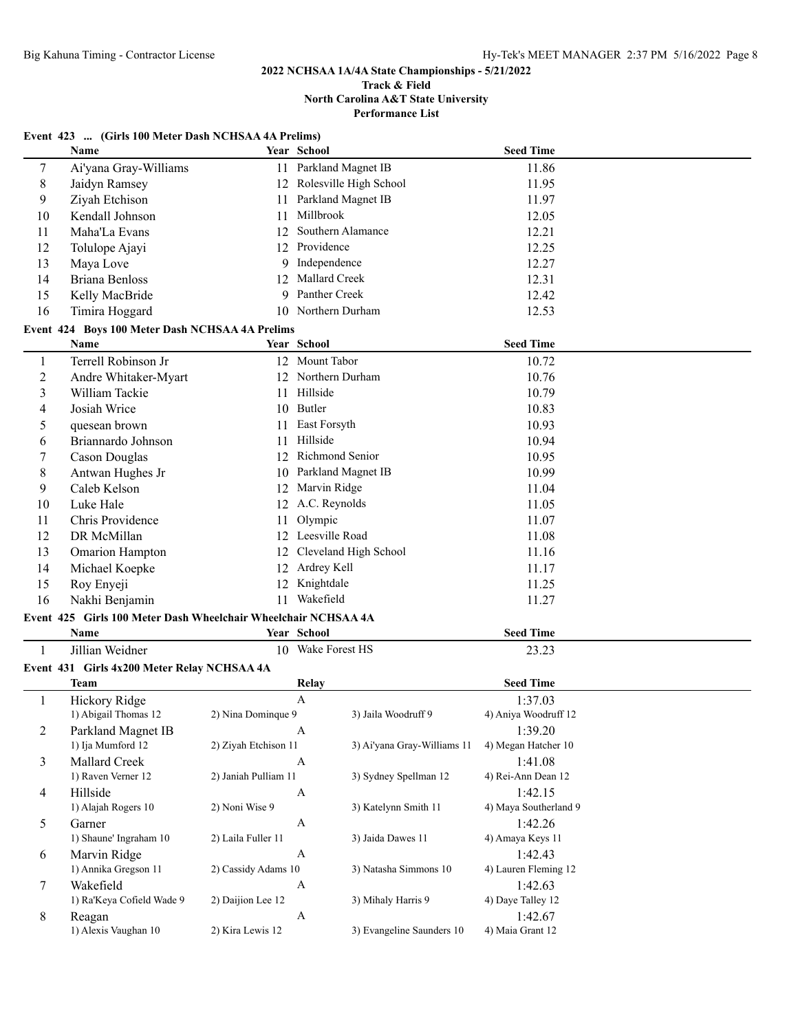# 2022 NCHSAA 1A/4A State Championships - 5/21/2022

**Track & Field**
**North Carolina A&T State University**
**Performance List**

### Event 423 ... (Girls 100 Meter Dash NCHSAA 4A Prelims)

| | Name | Year | School | Seed Time |
|---|---|---|---|---|
| 7 | Ai'yana Gray-Williams | 11 | Parkland Magnet IB | 11.86 |
| 8 | Jaidyn Ramsey | 12 | Rolesville High School | 11.95 |
| 9 | Ziyah Etchison | 11 | Parkland Magnet IB | 11.97 |
| 10 | Kendall Johnson | 11 | Millbrook | 12.05 |
| 11 | Maha'La Evans | 12 | Southern Alamance | 12.21 |
| 12 | Tolulope Ajayi | 12 | Providence | 12.25 |
| 13 | Maya Love | 9 | Independence | 12.27 |
| 14 | Briana Benloss | 12 | Mallard Creek | 12.31 |
| 15 | Kelly MacBride | 9 | Panther Creek | 12.42 |
| 16 | Timira Hoggard | 10 | Northern Durham | 12.53 |

### Event 424 Boys 100 Meter Dash NCHSAA 4A Prelims

| | Name | Year | School | Seed Time |
|---|---|---|---|---|
| 1 | Terrell Robinson Jr | 12 | Mount Tabor | 10.72 |
| 2 | Andre Whitaker-Myart | 12 | Northern Durham | 10.76 |
| 3 | William Tackie | 11 | Hillside | 10.79 |
| 4 | Josiah Wrice | 10 | Butler | 10.83 |
| 5 | quesean brown | 11 | East Forsyth | 10.93 |
| 6 | Briannardo Johnson | 11 | Hillside | 10.94 |
| 7 | Cason Douglas | 12 | Richmond Senior | 10.95 |
| 8 | Antwan Hughes Jr | 10 | Parkland Magnet IB | 10.99 |
| 9 | Caleb Kelson | 12 | Marvin Ridge | 11.04 |
| 10 | Luke Hale | 12 | A.C. Reynolds | 11.05 |
| 11 | Chris Providence | 11 | Olympic | 11.07 |
| 12 | DR McMillan | 12 | Leesville Road | 11.08 |
| 13 | Omarion Hampton | 12 | Cleveland High School | 11.16 |
| 14 | Michael Koepke | 12 | Ardrey Kell | 11.17 |
| 15 | Roy Enyeji | 12 | Knightdale | 11.25 |
| 16 | Nakhi Benjamin | 11 | Wakefield | 11.27 |

### Event 425 Girls 100 Meter Dash Wheelchair Wheelchair NCHSAA 4A

| | Name | Year | School | Seed Time |
|---|---|---|---|---|
| 1 | Jillian Weidner | 10 | Wake Forest HS | 23.23 |

### Event 431 Girls 4x200 Meter Relay NCHSAA 4A

| | Team | Relay | | Seed Time |
|---|---|---|---|---|
| 1 | Hickory Ridge | A | | 1:37.03 |
| | 1) Abigail Thomas 12 | 2) Nina Dominque 9 | 3) Jaila Woodruff 9 | 4) Aniya Woodruff 12 |
| 2 | Parkland Magnet IB | A | | 1:39.20 |
| | 1) Ija Mumford 12 | 2) Ziyah Etchison 11 | 3) Ai'yana Gray-Williams 11 | 4) Megan Hatcher 10 |
| 3 | Mallard Creek | A | | 1:41.08 |
| | 1) Raven Verner 12 | 2) Janiah Pulliam 11 | 3) Sydney Spellman 12 | 4) Rei-Ann Dean 12 |
| 4 | Hillside | A | | 1:42.15 |
| | 1) Alajah Rogers 10 | 2) Noni Wise 9 | 3) Katelynn Smith 11 | 4) Maya Southerland 9 |
| 5 | Garner | A | | 1:42.26 |
| | 1) Shaune' Ingraham 10 | 2) Laila Fuller 11 | 3) Jaida Dawes 11 | 4) Amaya Keys 11 |
| 6 | Marvin Ridge | A | | 1:42.43 |
| | 1) Annika Gregson 11 | 2) Cassidy Adams 10 | 3) Natasha Simmons 10 | 4) Lauren Fleming 12 |
| 7 | Wakefield | A | | 1:42.63 |
| | 1) Ra'Keya Cofield Wade 9 | 2) Daijion Lee 12 | 3) Mihaly Harris 9 | 4) Daye Talley 12 |
| 8 | Reagan | A | | 1:42.67 |
| | 1) Alexis Vaughan 10 | 2) Kira Lewis 12 | 3) Evangeline Saunders 10 | 4) Maia Grant 12 |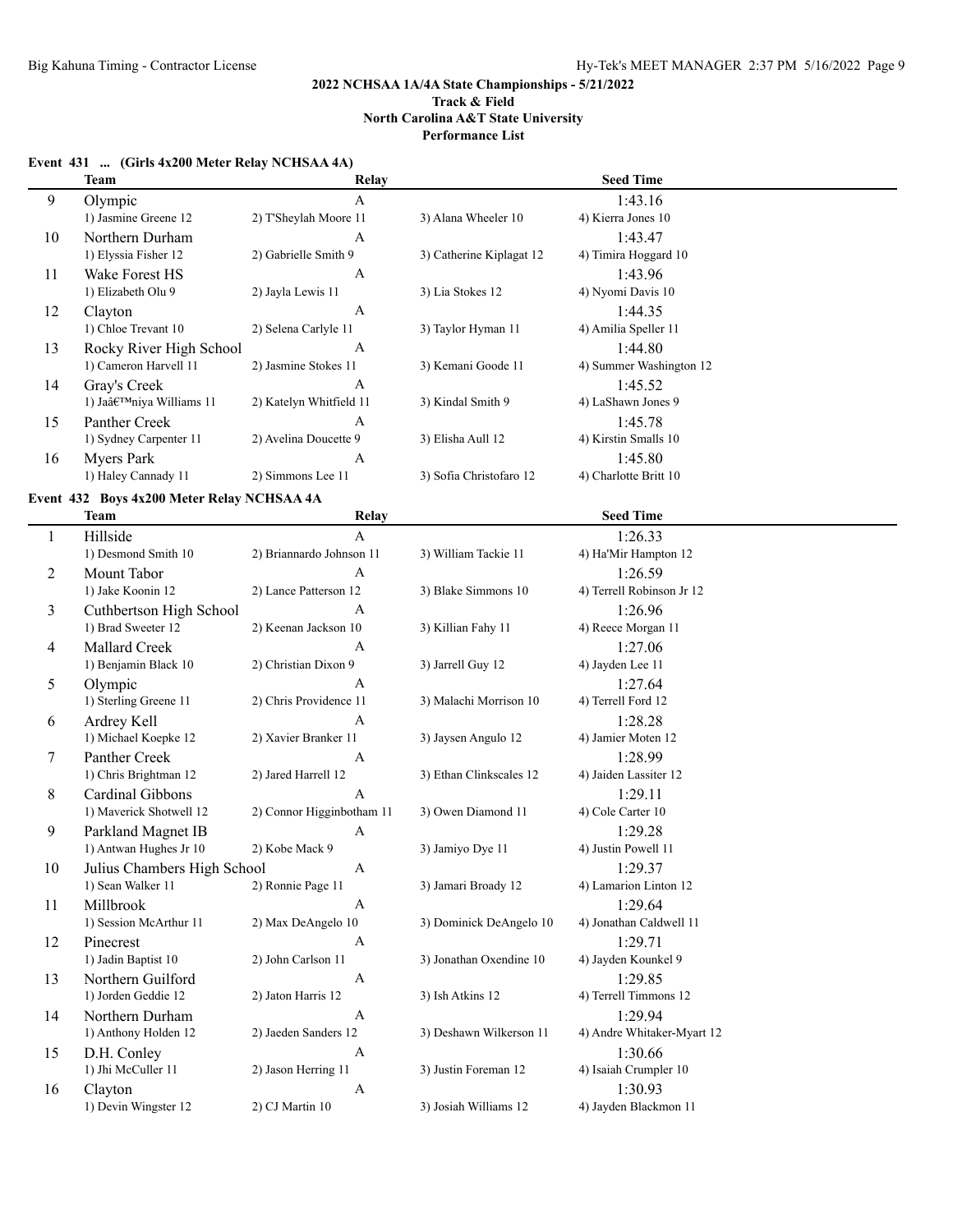## 2022 NCHSAA 1A/4A State Championships - 5/21/2022

### Track & Field

### North Carolina A&T State University

### Performance List

#### Event 431 ... (Girls 4x200 Meter Relay NCHSAA 4A)

| | Team | Relay | | Seed Time |
|---|---|---|---|---|
| 9 | Olympic | A | | 1:43.16 |
| | 1) Jasmine Greene 12 | 2) T'Sheylah Moore 11 | 3) Alana Wheeler 10 | 4) Kierra Jones 10 |
| 10 | Northern Durham | A | | 1:43.47 |
| | 1) Elyssia Fisher 12 | 2) Gabrielle Smith 9 | 3) Catherine Kiplagat 12 | 4) Timira Hoggard 10 |
| 11 | Wake Forest HS | A | | 1:43.96 |
| | 1) Elizabeth Olu 9 | 2) Jayla Lewis 11 | 3) Lia Stokes 12 | 4) Nyomi Davis 10 |
| 12 | Clayton | A | | 1:44.35 |
| | 1) Chloe Trevant 10 | 2) Selena Carlyle 11 | 3) Taylor Hyman 11 | 4) Amilia Speller 11 |
| 13 | Rocky River High School | A | | 1:44.80 |
| | 1) Cameron Harvell 11 | 2) Jasmine Stokes 11 | 3) Kemani Goode 11 | 4) Summer Washington 12 |
| 14 | Gray's Creek | A | | 1:45.52 |
| | 1) Jaâ€™niya Williams 11 | 2) Katelyn Whitfield 11 | 3) Kindal Smith 9 | 4) LaShawn Jones 9 |
| 15 | Panther Creek | A | | 1:45.78 |
| | 1) Sydney Carpenter 11 | 2) Avelina Doucette 9 | 3) Elisha Aull 12 | 4) Kirstin Smalls 10 |
| 16 | Myers Park | A | | 1:45.80 |
| | 1) Haley Cannady 11 | 2) Simmons Lee 11 | 3) Sofia Christofaro 12 | 4) Charlotte Britt 10 |

#### Event 432 Boys 4x200 Meter Relay NCHSAA 4A

| | Team | Relay | | Seed Time |
|---|---|---|---|---|
| 1 | Hillside | A | | 1:26.33 |
| | 1) Desmond Smith 10 | 2) Briannardo Johnson 11 | 3) William Tackie 11 | 4) Ha'Mir Hampton 12 |
| 2 | Mount Tabor | A | | 1:26.59 |
| | 1) Jake Koonin 12 | 2) Lance Patterson 12 | 3) Blake Simmons 10 | 4) Terrell Robinson Jr 12 |
| 3 | Cuthbertson High School | A | | 1:26.96 |
| | 1) Brad Sweeter 12 | 2) Keenan Jackson 10 | 3) Killian Fahy 11 | 4) Reece Morgan 11 |
| 4 | Mallard Creek | A | | 1:27.06 |
| | 1) Benjamin Black 10 | 2) Christian Dixon 9 | 3) Jarrell Guy 12 | 4) Jayden Lee 11 |
| 5 | Olympic | A | | 1:27.64 |
| | 1) Sterling Greene 11 | 2) Chris Providence 11 | 3) Malachi Morrison 10 | 4) Terrell Ford 12 |
| 6 | Ardrey Kell | A | | 1:28.28 |
| | 1) Michael Koepke 12 | 2) Xavier Branker 11 | 3) Jaysen Angulo 12 | 4) Jamier Moten 12 |
| 7 | Panther Creek | A | | 1:28.99 |
| | 1) Chris Brightman 12 | 2) Jared Harrell 12 | 3) Ethan Clinkscales 12 | 4) Jaiden Lassiter 12 |
| 8 | Cardinal Gibbons | A | | 1:29.11 |
| | 1) Maverick Shotwell 12 | 2) Connor Higginbotham 11 | 3) Owen Diamond 11 | 4) Cole Carter 10 |
| 9 | Parkland Magnet IB | A | | 1:29.28 |
| | 1) Antwan Hughes Jr 10 | 2) Kobe Mack 9 | 3) Jamiyo Dye 11 | 4) Justin Powell 11 |
| 10 | Julius Chambers High School | A | | 1:29.37 |
| | 1) Sean Walker 11 | 2) Ronnie Page 11 | 3) Jamari Broady 12 | 4) Lamarion Linton 12 |
| 11 | Millbrook | A | | 1:29.64 |
| | 1) Session McArthur 11 | 2) Max DeAngelo 10 | 3) Dominick DeAngelo 10 | 4) Jonathan Caldwell 11 |
| 12 | Pinecrest | A | | 1:29.71 |
| | 1) Jadin Baptist 10 | 2) John Carlson 11 | 3) Jonathan Oxendine 10 | 4) Jayden Kounkel 9 |
| 13 | Northern Guilford | A | | 1:29.85 |
| | 1) Jorden Geddie 12 | 2) Jaton Harris 12 | 3) Ish Atkins 12 | 4) Terrell Timmons 12 |
| 14 | Northern Durham | A | | 1:29.94 |
| | 1) Anthony Holden 12 | 2) Jaeden Sanders 12 | 3) Deshawn Wilkerson 11 | 4) Andre Whitaker-Myart 12 |
| 15 | D.H. Conley | A | | 1:30.66 |
| | 1) Jhi McCuller 11 | 2) Jason Herring 11 | 3) Justin Foreman 12 | 4) Isaiah Crumpler 10 |
| 16 | Clayton | A | | 1:30.93 |
| | 1) Devin Wingster 12 | 2) CJ Martin 10 | 3) Josiah Williams 12 | 4) Jayden Blackmon 11 |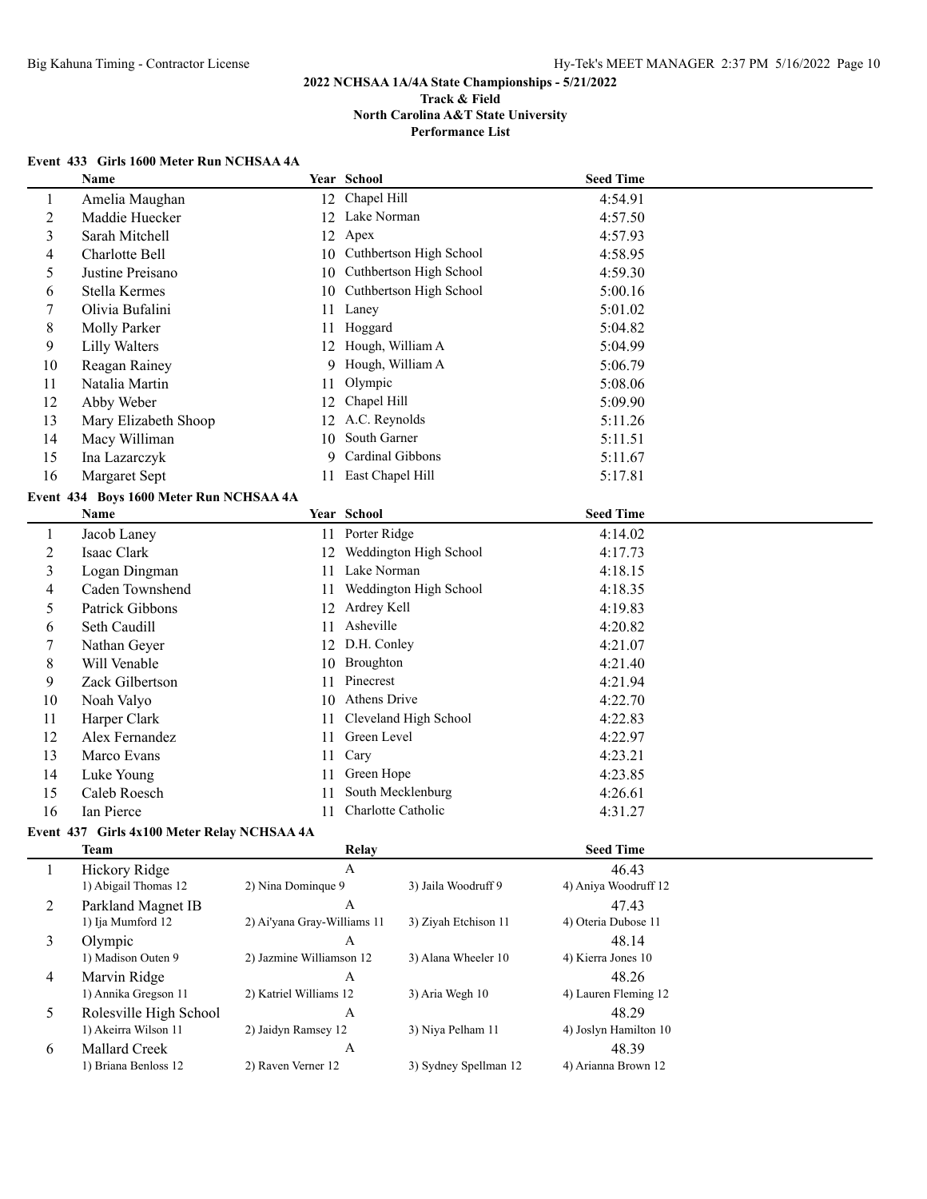# 2022 NCHSAA 1A/4A State Championships - 5/21/2022

**Track & Field**
**North Carolina A&T State University**
**Performance List**

### Event 433 Girls 1600 Meter Run NCHSAA 4A

| | Name | Year | School | Seed Time |
|---|---|---|---|---|
| 1 | Amelia Maughan | 12 | Chapel Hill | 4:54.91 |
| 2 | Maddie Huecker | 12 | Lake Norman | 4:57.50 |
| 3 | Sarah Mitchell | 12 | Apex | 4:57.93 |
| 4 | Charlotte Bell | 10 | Cuthbertson High School | 4:58.95 |
| 5 | Justine Preisano | 10 | Cuthbertson High School | 4:59.30 |
| 6 | Stella Kermes | 10 | Cuthbertson High School | 5:00.16 |
| 7 | Olivia Bufalini | 11 | Laney | 5:01.02 |
| 8 | Molly Parker | 11 | Hoggard | 5:04.82 |
| 9 | Lilly Walters | 12 | Hough, William A | 5:04.99 |
| 10 | Reagan Rainey | 9 | Hough, William A | 5:06.79 |
| 11 | Natalia Martin | 11 | Olympic | 5:08.06 |
| 12 | Abby Weber | 12 | Chapel Hill | 5:09.90 |
| 13 | Mary Elizabeth Shoop | 12 | A.C. Reynolds | 5:11.26 |
| 14 | Macy Williman | 10 | South Garner | 5:11.51 |
| 15 | Ina Lazarczyk | 9 | Cardinal Gibbons | 5:11.67 |
| 16 | Margaret Sept | 11 | East Chapel Hill | 5:17.81 |

### Event 434 Boys 1600 Meter Run NCHSAA 4A

| | Name | Year | School | Seed Time |
|---|---|---|---|---|
| 1 | Jacob Laney | 11 | Porter Ridge | 4:14.02 |
| 2 | Isaac Clark | 12 | Weddington High School | 4:17.73 |
| 3 | Logan Dingman | 11 | Lake Norman | 4:18.15 |
| 4 | Caden Townshend | 11 | Weddington High School | 4:18.35 |
| 5 | Patrick Gibbons | 12 | Ardrey Kell | 4:19.83 |
| 6 | Seth Caudill | 11 | Asheville | 4:20.82 |
| 7 | Nathan Geyer | 12 | D.H. Conley | 4:21.07 |
| 8 | Will Venable | 10 | Broughton | 4:21.40 |
| 9 | Zack Gilbertson | 11 | Pinecrest | 4:21.94 |
| 10 | Noah Valyo | 10 | Athens Drive | 4:22.70 |
| 11 | Harper Clark | 11 | Cleveland High School | 4:22.83 |
| 12 | Alex Fernandez | 11 | Green Level | 4:22.97 |
| 13 | Marco Evans | 11 | Cary | 4:23.21 |
| 14 | Luke Young | 11 | Green Hope | 4:23.85 |
| 15 | Caleb Roesch | 11 | South Mecklenburg | 4:26.61 |
| 16 | Ian Pierce | 11 | Charlotte Catholic | 4:31.27 |

### Event 437 Girls 4x100 Meter Relay NCHSAA 4A

| | Team | Relay | | Seed Time |
|---|---|---|---|---|
| 1 | Hickory Ridge | A | | 46.43 |
| | 1) Abigail Thomas 12 | 2) Nina Dominque 9 | 3) Jaila Woodruff 9 | 4) Aniya Woodruff 12 |
| 2 | Parkland Magnet IB | A | | 47.43 |
| | 1) Ija Mumford 12 | 2) Ai'yana Gray-Williams 11 | 3) Ziyah Etchison 11 | 4) Oteria Dubose 11 |
| 3 | Olympic | A | | 48.14 |
| | 1) Madison Outen 9 | 2) Jazmine Williamson 12 | 3) Alana Wheeler 10 | 4) Kierra Jones 10 |
| 4 | Marvin Ridge | A | | 48.26 |
| | 1) Annika Gregson 11 | 2) Katriel Williams 12 | 3) Aria Wegh 10 | 4) Lauren Fleming 12 |
| 5 | Rolesville High School | A | | 48.29 |
| | 1) Akeirra Wilson 11 | 2) Jaidyn Ramsey 12 | 3) Niya Pelham 11 | 4) Joslyn Hamilton 10 |
| 6 | Mallard Creek | A | | 48.39 |
| | 1) Briana Benloss 12 | 2) Raven Verner 12 | 3) Sydney Spellman 12 | 4) Arianna Brown 12 |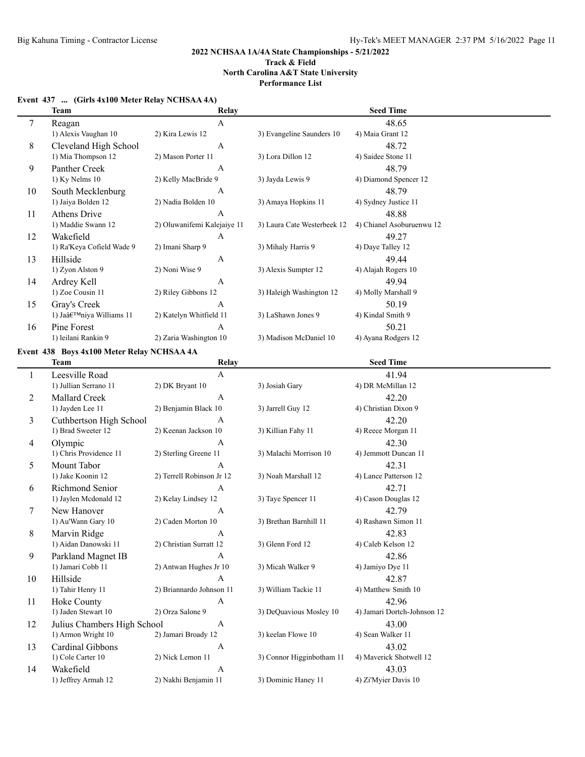**2022 NCHSAA 1A/4A State Championships - 5/21/2022**
**Track & Field**
**North Carolina A&T State University**
**Performance List**

### Event 437 ... (Girls 4x100 Meter Relay NCHSAA 4A)

| | Team | Relay | | Seed Time |
|---|---|---|---|---|
| 7 | Reagan | A | | 48.65 |
| | 1) Alexis Vaughan 10 | 2) Kira Lewis 12 | 3) Evangeline Saunders 10 | 4) Maia Grant 12 |
| 8 | Cleveland High School | A | | 48.72 |
| | 1) Mia Thompson 12 | 2) Mason Porter 11 | 3) Lora Dillon 12 | 4) Saidee Stone 11 |
| 9 | Panther Creek | A | | 48.79 |
| | 1) Ky Nelms 10 | 2) Kelly MacBride 9 | 3) Jayda Lewis 9 | 4) Diamond Spencer 12 |
| 10 | South Mecklenburg | A | | 48.79 |
| | 1) Jaiya Bolden 12 | 2) Nadia Bolden 10 | 3) Amaya Hopkins 11 | 4) Sydney Justice 11 |
| 11 | Athens Drive | A | | 48.88 |
| | 1) Maddie Swann 12 | 2) Oluwanifemi Kalejaiye 11 | 3) Laura Cate Westerbeek 12 | 4) Chianel Asoburuenwu 12 |
| 12 | Wakefield | A | | 49.27 |
| | 1) Ra'Keya Cofield Wade 9 | 2) Imani Sharp 9 | 3) Mihaly Harris 9 | 4) Daye Talley 12 |
| 13 | Hillside | A | | 49.44 |
| | 1) Zyon Alston 9 | 2) Noni Wise 9 | 3) Alexis Sumpter 12 | 4) Alajah Rogers 10 |
| 14 | Ardrey Kell | A | | 49.94 |
| | 1) Zoe Cousin 11 | 2) Riley Gibbons 12 | 3) Haleigh Washington 12 | 4) Molly Marshall 9 |
| 15 | Gray's Creek | A | | 50.19 |
| | 1) Jaâ€™niya Williams 11 | 2) Katelyn Whitfield 11 | 3) LaShawn Jones 9 | 4) Kindal Smith 9 |
| 16 | Pine Forest | A | | 50.21 |
| | 1) leilani Rankin 9 | 2) Zaria Washington 10 | 3) Madison McDaniel 10 | 4) Ayana Rodgers 12 |

### Event 438 Boys 4x100 Meter Relay NCHSAA 4A

| | Team | Relay | | Seed Time |
|---|---|---|---|---|
| 1 | Leesville Road | A | | 41.94 |
| | 1) Jullian Serrano 11 | 2) DK Bryant 10 | 3) Josiah Gary | 4) DR McMillan 12 |
| 2 | Mallard Creek | A | | 42.20 |
| | 1) Jayden Lee 11 | 2) Benjamin Black 10 | 3) Jarrell Guy 12 | 4) Christian Dixon 9 |
| 3 | Cuthbertson High School | A | | 42.20 |
| | 1) Brad Sweeter 12 | 2) Keenan Jackson 10 | 3) Killian Fahy 11 | 4) Reece Morgan 11 |
| 4 | Olympic | A | | 42.30 |
| | 1) Chris Providence 11 | 2) Sterling Greene 11 | 3) Malachi Morrison 10 | 4) Jemmott Duncan 11 |
| 5 | Mount Tabor | A | | 42.31 |
| | 1) Jake Koonin 12 | 2) Terrell Robinson Jr 12 | 3) Noah Marshall 12 | 4) Lance Patterson 12 |
| 6 | Richmond Senior | A | | 42.71 |
| | 1) Jaylen Mcdonald 12 | 2) Kelay Lindsey 12 | 3) Taye Spencer 11 | 4) Cason Douglas 12 |
| 7 | New Hanover | A | | 42.79 |
| | 1) Au'Wann Gary 10 | 2) Caden Morton 10 | 3) Brethan Barnhill 11 | 4) Rashawn Simon 11 |
| 8 | Marvin Ridge | A | | 42.83 |
| | 1) Aidan Danowski 11 | 2) Christian Surratt 12 | 3) Glenn Ford 12 | 4) Caleb Kelson 12 |
| 9 | Parkland Magnet IB | A | | 42.86 |
| | 1) Jamari Cobb 11 | 2) Antwan Hughes Jr 10 | 3) Micah Walker 9 | 4) Jamiyo Dye 11 |
| 10 | Hillside | A | | 42.87 |
| | 1) Tahir Henry 11 | 2) Briannardo Johnson 11 | 3) William Tackie 11 | 4) Matthew Smith 10 |
| 11 | Hoke County | A | | 42.96 |
| | 1) Jaden Stewart 10 | 2) Orza Salone 9 | 3) DeQuavious Mosley 10 | 4) Jamari Dortch-Johnson 12 |
| 12 | Julius Chambers High School | A | | 43.00 |
| | 1) Armon Wright 10 | 2) Jamari Broady 12 | 3) keelan Flowe 10 | 4) Sean Walker 11 |
| 13 | Cardinal Gibbons | A | | 43.02 |
| | 1) Cole Carter 10 | 2) Nick Lemon 11 | 3) Connor Higginbotham 11 | 4) Maverick Shotwell 12 |
| 14 | Wakefield | A | | 43.03 |
| | 1) Jeffrey Armah 12 | 2) Nakhi Benjamin 11 | 3) Dominic Haney 11 | 4) Zi'Myier Davis 10 |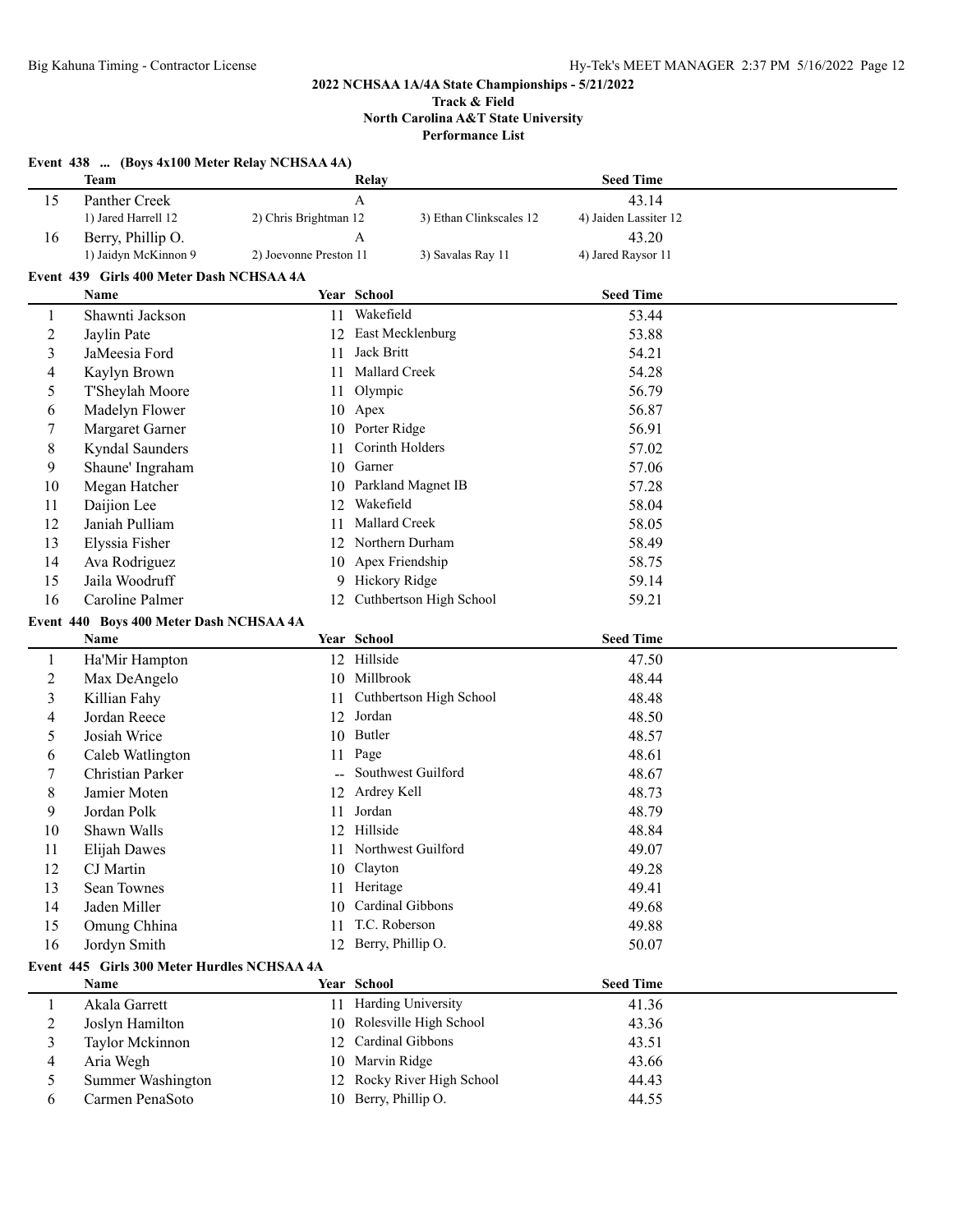**Event 438 ... (Boys 4x100 Meter Relay NCHSAA 4A)**

| | Team | Relay | | Seed Time |
|---|---|---|---|---|
| 15 | Panther Creek | A | | 43.14 |
| | 1) Jared Harrell 12 | 2) Chris Brightman 12 | 3) Ethan Clinkscales 12 | 4) Jaiden Lassiter 12 |
| 16 | Berry, Phillip O. | A | | 43.20 |
| | 1) Jaidyn McKinnon 9 | 2) Joevonne Preston 11 | 3) Savalas Ray 11 | 4) Jared Raysor 11 |

**Event 439 Girls 400 Meter Dash NCHSAA 4A**

| | Name | Year | School | Seed Time |
|---|---|---|---|---|
| 1 | Shawnti Jackson | 11 | Wakefield | 53.44 |
| 2 | Jaylin Pate | 12 | East Mecklenburg | 53.88 |
| 3 | JaMeesia Ford | 11 | Jack Britt | 54.21 |
| 4 | Kaylyn Brown | 11 | Mallard Creek | 54.28 |
| 5 | T'Sheylah Moore | 11 | Olympic | 56.79 |
| 6 | Madelyn Flower | 10 | Apex | 56.87 |
| 7 | Margaret Garner | 10 | Porter Ridge | 56.91 |
| 8 | Kyndal Saunders | 11 | Corinth Holders | 57.02 |
| 9 | Shaune' Ingraham | 10 | Garner | 57.06 |
| 10 | Megan Hatcher | 10 | Parkland Magnet IB | 57.28 |
| 11 | Daijion Lee | 12 | Wakefield | 58.04 |
| 12 | Janiah Pulliam | 11 | Mallard Creek | 58.05 |
| 13 | Elyssia Fisher | 12 | Northern Durham | 58.49 |
| 14 | Ava Rodriguez | 10 | Apex Friendship | 58.75 |
| 15 | Jaila Woodruff | 9 | Hickory Ridge | 59.14 |
| 16 | Caroline Palmer | 12 | Cuthbertson High School | 59.21 |

**Event 440 Boys 400 Meter Dash NCHSAA 4A**

| | Name | Year | School | Seed Time |
|---|---|---|---|---|
| 1 | Ha'Mir Hampton | 12 | Hillside | 47.50 |
| 2 | Max DeAngelo | 10 | Millbrook | 48.44 |
| 3 | Killian Fahy | 11 | Cuthbertson High School | 48.48 |
| 4 | Jordan Reece | 12 | Jordan | 48.50 |
| 5 | Josiah Wrice | 10 | Butler | 48.57 |
| 6 | Caleb Watlington | 11 | Page | 48.61 |
| 7 | Christian Parker | -- | Southwest Guilford | 48.67 |
| 8 | Jamier Moten | 12 | Ardrey Kell | 48.73 |
| 9 | Jordan Polk | 11 | Jordan | 48.79 |
| 10 | Shawn Walls | 12 | Hillside | 48.84 |
| 11 | Elijah Dawes | 11 | Northwest Guilford | 49.07 |
| 12 | CJ Martin | 10 | Clayton | 49.28 |
| 13 | Sean Townes | 11 | Heritage | 49.41 |
| 14 | Jaden Miller | 10 | Cardinal Gibbons | 49.68 |
| 15 | Omung Chhina | 11 | T.C. Roberson | 49.88 |
| 16 | Jordyn Smith | 12 | Berry, Phillip O. | 50.07 |

**Event 445 Girls 300 Meter Hurdles NCHSAA 4A**

| | Name | Year | School | Seed Time |
|---|---|---|---|---|
| 1 | Akala Garrett | 11 | Harding University | 41.36 |
| 2 | Joslyn Hamilton | 10 | Rolesville High School | 43.36 |
| 3 | Taylor Mckinnon | 12 | Cardinal Gibbons | 43.51 |
| 4 | Aria Wegh | 10 | Marvin Ridge | 43.66 |
| 5 | Summer Washington | 12 | Rocky River High School | 44.43 |
| 6 | Carmen PenaSoto | 10 | Berry, Phillip O. | 44.55 |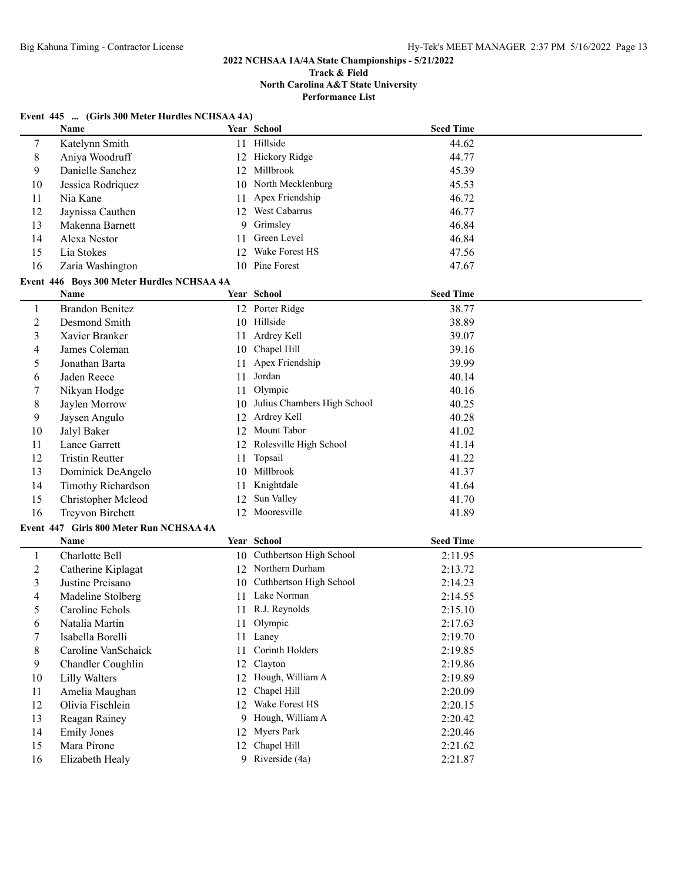**2022 NCHSAA 1A/4A State Championships - 5/21/2022**
**Track & Field**
**North Carolina A&T State University**
**Performance List**

### Event 445 ... (Girls 300 Meter Hurdles NCHSAA 4A)

| | Name | Year | School | Seed Time |
|---|---|---|---|---|
| 7 | Katelynn Smith | 11 | Hillside | 44.62 |
| 8 | Aniya Woodruff | 12 | Hickory Ridge | 44.77 |
| 9 | Danielle Sanchez | 12 | Millbrook | 45.39 |
| 10 | Jessica Rodriquez | 10 | North Mecklenburg | 45.53 |
| 11 | Nia Kane | 11 | Apex Friendship | 46.72 |
| 12 | Jaynissa Cauthen | 12 | West Cabarrus | 46.77 |
| 13 | Makenna Barnett | 9 | Grimsley | 46.84 |
| 14 | Alexa Nestor | 11 | Green Level | 46.84 |
| 15 | Lia Stokes | 12 | Wake Forest HS | 47.56 |
| 16 | Zaria Washington | 10 | Pine Forest | 47.67 |

### Event 446 Boys 300 Meter Hurdles NCHSAA 4A

| | Name | Year | School | Seed Time |
|---|---|---|---|---|
| 1 | Brandon Benitez | 12 | Porter Ridge | 38.77 |
| 2 | Desmond Smith | 10 | Hillside | 38.89 |
| 3 | Xavier Branker | 11 | Ardrey Kell | 39.07 |
| 4 | James Coleman | 10 | Chapel Hill | 39.16 |
| 5 | Jonathan Barta | 11 | Apex Friendship | 39.99 |
| 6 | Jaden Reece | 11 | Jordan | 40.14 |
| 7 | Nikyan Hodge | 11 | Olympic | 40.16 |
| 8 | Jaylen Morrow | 10 | Julius Chambers High School | 40.25 |
| 9 | Jaysen Angulo | 12 | Ardrey Kell | 40.28 |
| 10 | Jalyl Baker | 12 | Mount Tabor | 41.02 |
| 11 | Lance Garrett | 12 | Rolesville High School | 41.14 |
| 12 | Tristin Reutter | 11 | Topsail | 41.22 |
| 13 | Dominick DeAngelo | 10 | Millbrook | 41.37 |
| 14 | Timothy Richardson | 11 | Knightdale | 41.64 |
| 15 | Christopher Mcleod | 12 | Sun Valley | 41.70 |
| 16 | Treyvon Birchett | 12 | Mooresville | 41.89 |

### Event 447 Girls 800 Meter Run NCHSAA 4A

| | Name | Year | School | Seed Time |
|---|---|---|---|---|
| 1 | Charlotte Bell | 10 | Cuthbertson High School | 2:11.95 |
| 2 | Catherine Kiplagat | 12 | Northern Durham | 2:13.72 |
| 3 | Justine Preisano | 10 | Cuthbertson High School | 2:14.23 |
| 4 | Madeline Stolberg | 11 | Lake Norman | 2:14.55 |
| 5 | Caroline Echols | 11 | R.J. Reynolds | 2:15.10 |
| 6 | Natalia Martin | 11 | Olympic | 2:17.63 |
| 7 | Isabella Borelli | 11 | Laney | 2:19.70 |
| 8 | Caroline VanSchaick | 11 | Corinth Holders | 2:19.85 |
| 9 | Chandler Coughlin | 12 | Clayton | 2:19.86 |
| 10 | Lilly Walters | 12 | Hough, William A | 2:19.89 |
| 11 | Amelia Maughan | 12 | Chapel Hill | 2:20.09 |
| 12 | Olivia Fischlein | 12 | Wake Forest HS | 2:20.15 |
| 13 | Reagan Rainey | 9 | Hough, William A | 2:20.42 |
| 14 | Emily Jones | 12 | Myers Park | 2:20.46 |
| 15 | Mara Pirone | 12 | Chapel Hill | 2:21.62 |
| 16 | Elizabeth Healy | 9 | Riverside (4a) | 2:21.87 |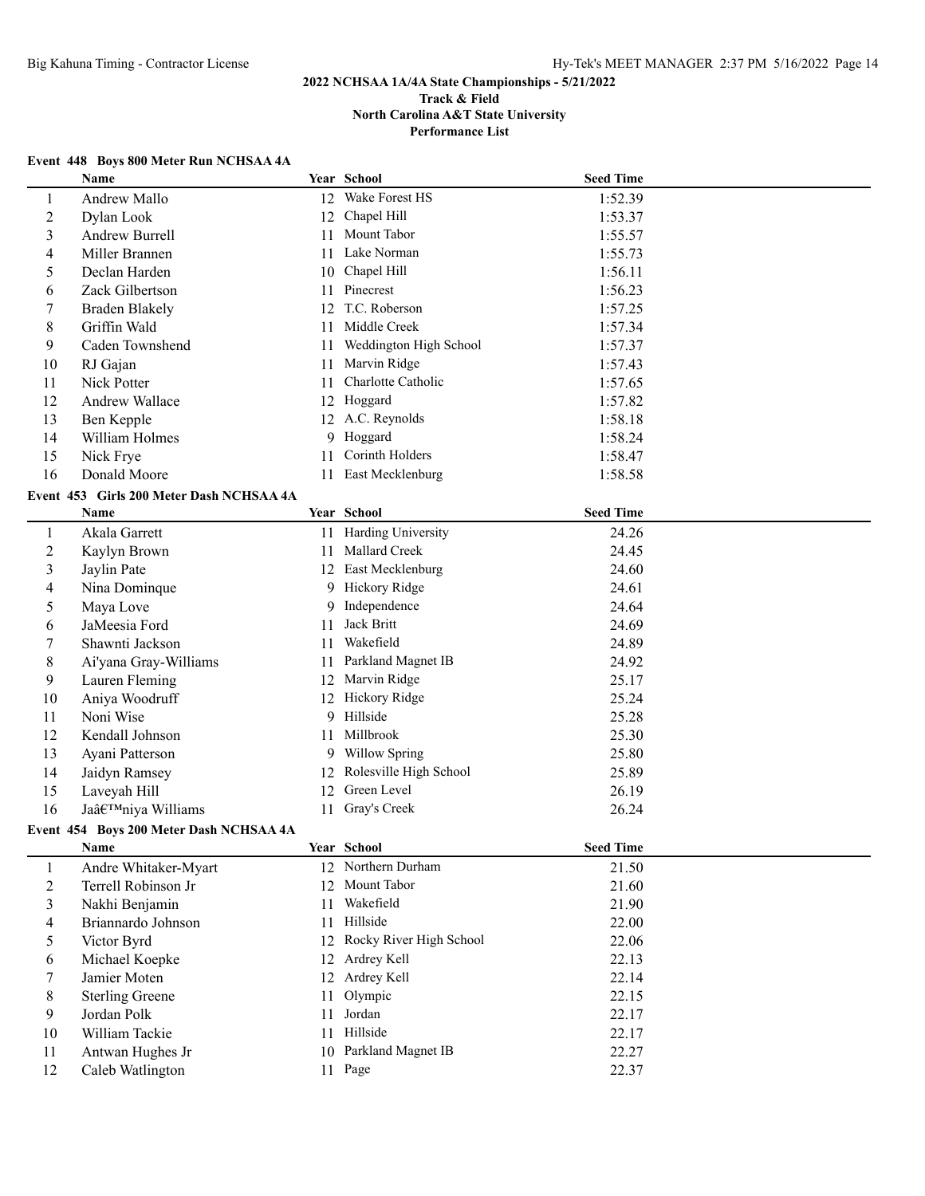## 2022 NCHSAA 1A/4A State Championships - 5/21/2022

**Track & Field**
**North Carolina A&T State University**
**Performance List**

### Event 448 Boys 800 Meter Run NCHSAA 4A

| | Name | Year | School | Seed Time |
|---|---|---|---|---|
| 1 | Andrew Mallo | 12 | Wake Forest HS | 1:52.39 |
| 2 | Dylan Look | 12 | Chapel Hill | 1:53.37 |
| 3 | Andrew Burrell | 11 | Mount Tabor | 1:55.57 |
| 4 | Miller Brannen | 11 | Lake Norman | 1:55.73 |
| 5 | Declan Harden | 10 | Chapel Hill | 1:56.11 |
| 6 | Zack Gilbertson | 11 | Pinecrest | 1:56.23 |
| 7 | Braden Blakely | 12 | T.C. Roberson | 1:57.25 |
| 8 | Griffin Wald | 11 | Middle Creek | 1:57.34 |
| 9 | Caden Townshend | 11 | Weddington High School | 1:57.37 |
| 10 | RJ Gajan | 11 | Marvin Ridge | 1:57.43 |
| 11 | Nick Potter | 11 | Charlotte Catholic | 1:57.65 |
| 12 | Andrew Wallace | 12 | Hoggard | 1:57.82 |
| 13 | Ben Kepple | 12 | A.C. Reynolds | 1:58.18 |
| 14 | William Holmes | 9 | Hoggard | 1:58.24 |
| 15 | Nick Frye | 11 | Corinth Holders | 1:58.47 |
| 16 | Donald Moore | 11 | East Mecklenburg | 1:58.58 |

### Event 453 Girls 200 Meter Dash NCHSAA 4A

| | Name | Year | School | Seed Time |
|---|---|---|---|---|
| 1 | Akala Garrett | 11 | Harding University | 24.26 |
| 2 | Kaylyn Brown | 11 | Mallard Creek | 24.45 |
| 3 | Jaylin Pate | 12 | East Mecklenburg | 24.60 |
| 4 | Nina Dominque | 9 | Hickory Ridge | 24.61 |
| 5 | Maya Love | 9 | Independence | 24.64 |
| 6 | JaMeesia Ford | 11 | Jack Britt | 24.69 |
| 7 | Shawnti Jackson | 11 | Wakefield | 24.89 |
| 8 | Ai'yana Gray-Williams | 11 | Parkland Magnet IB | 24.92 |
| 9 | Lauren Fleming | 12 | Marvin Ridge | 25.17 |
| 10 | Aniya Woodruff | 12 | Hickory Ridge | 25.24 |
| 11 | Noni Wise | 9 | Hillside | 25.28 |
| 12 | Kendall Johnson | 11 | Millbrook | 25.30 |
| 13 | Ayani Patterson | 9 | Willow Spring | 25.80 |
| 14 | Jaidyn Ramsey | 12 | Rolesville High School | 25.89 |
| 15 | Laveyah Hill | 12 | Green Level | 26.19 |
| 16 | Jaâ€™niya Williams | 11 | Gray's Creek | 26.24 |

### Event 454 Boys 200 Meter Dash NCHSAA 4A

| | Name | Year | School | Seed Time |
|---|---|---|---|---|
| 1 | Andre Whitaker-Myart | 12 | Northern Durham | 21.50 |
| 2 | Terrell Robinson Jr | 12 | Mount Tabor | 21.60 |
| 3 | Nakhi Benjamin | 11 | Wakefield | 21.90 |
| 4 | Briannardo Johnson | 11 | Hillside | 22.00 |
| 5 | Victor Byrd | 12 | Rocky River High School | 22.06 |
| 6 | Michael Koepke | 12 | Ardrey Kell | 22.13 |
| 7 | Jamier Moten | 12 | Ardrey Kell | 22.14 |
| 8 | Sterling Greene | 11 | Olympic | 22.15 |
| 9 | Jordan Polk | 11 | Jordan | 22.17 |
| 10 | William Tackie | 11 | Hillside | 22.17 |
| 11 | Antwan Hughes Jr | 10 | Parkland Magnet IB | 22.27 |
| 12 | Caleb Watlington | 11 | Page | 22.37 |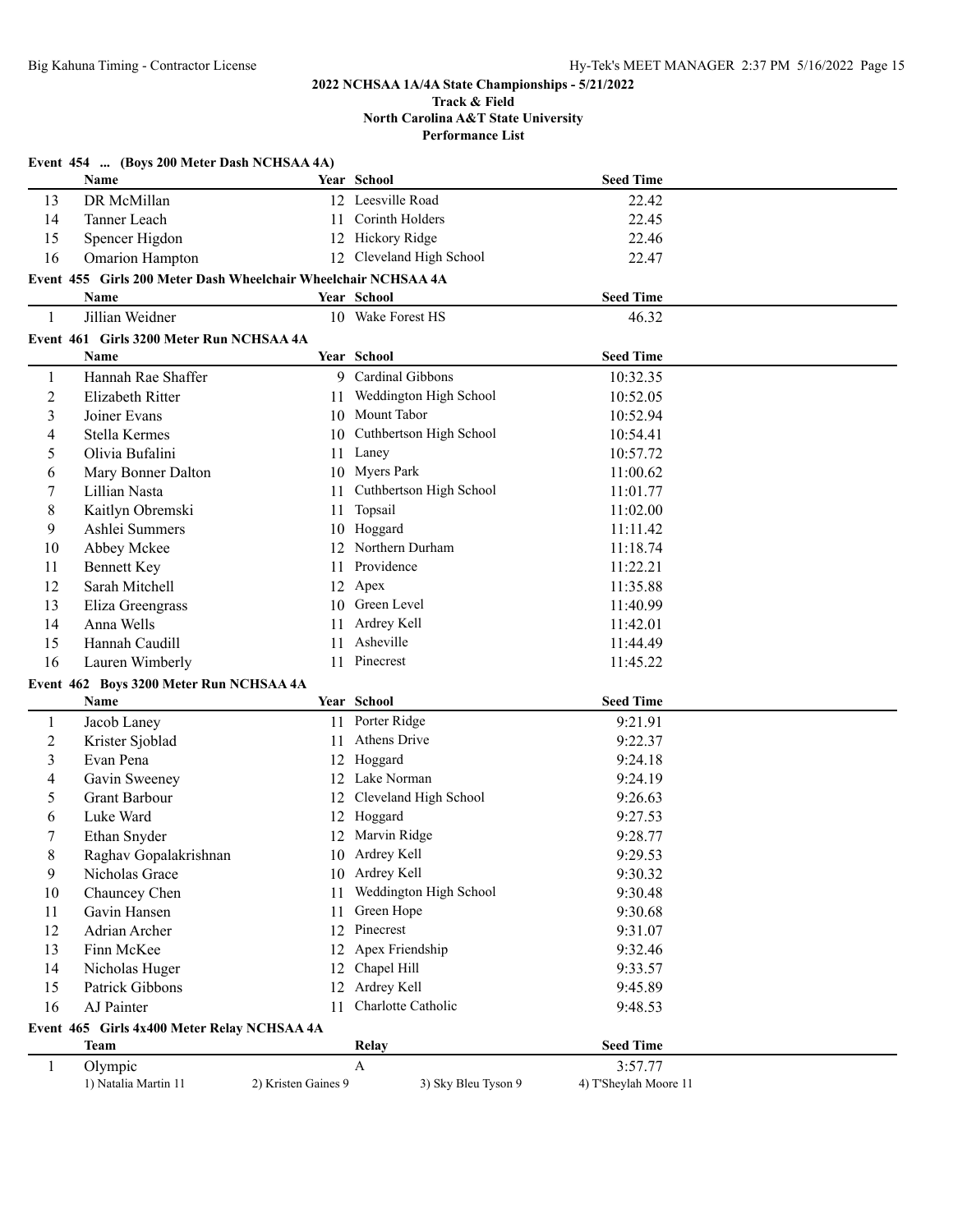## 2022 NCHSAA 1A/4A State Championships - 5/21/2022

### Track & Field

### North Carolina A&T State University

### Performance List

**Event 454 ... (Boys 200 Meter Dash NCHSAA 4A)**

| | Name | Year | School | Seed Time |
|---|---|---|---|---|
| 13 | DR McMillan | 12 | Leesville Road | 22.42 |
| 14 | Tanner Leach | 11 | Corinth Holders | 22.45 |
| 15 | Spencer Higdon | 12 | Hickory Ridge | 22.46 |
| 16 | Omarion Hampton | 12 | Cleveland High School | 22.47 |

**Event 455 Girls 200 Meter Dash Wheelchair Wheelchair NCHSAA 4A**

| | Name | Year | School | Seed Time |
|---|---|---|---|---|
| 1 | Jillian Weidner | 10 | Wake Forest HS | 46.32 |

**Event 461 Girls 3200 Meter Run NCHSAA 4A**

| | Name | Year | School | Seed Time |
|---|---|---|---|---|
| 1 | Hannah Rae Shaffer | 9 | Cardinal Gibbons | 10:32.35 |
| 2 | Elizabeth Ritter | 11 | Weddington High School | 10:52.05 |
| 3 | Joiner Evans | 10 | Mount Tabor | 10:52.94 |
| 4 | Stella Kermes | 10 | Cuthbertson High School | 10:54.41 |
| 5 | Olivia Bufalini | 11 | Laney | 10:57.72 |
| 6 | Mary Bonner Dalton | 10 | Myers Park | 11:00.62 |
| 7 | Lillian Nasta | 11 | Cuthbertson High School | 11:01.77 |
| 8 | Kaitlyn Obremski | 11 | Topsail | 11:02.00 |
| 9 | Ashlei Summers | 10 | Hoggard | 11:11.42 |
| 10 | Abbey Mckee | 12 | Northern Durham | 11:18.74 |
| 11 | Bennett Key | 11 | Providence | 11:22.21 |
| 12 | Sarah Mitchell | 12 | Apex | 11:35.88 |
| 13 | Eliza Greengrass | 10 | Green Level | 11:40.99 |
| 14 | Anna Wells | 11 | Ardrey Kell | 11:42.01 |
| 15 | Hannah Caudill | 11 | Asheville | 11:44.49 |
| 16 | Lauren Wimberly | 11 | Pinecrest | 11:45.22 |

**Event 462 Boys 3200 Meter Run NCHSAA 4A**

| | Name | Year | School | Seed Time |
|---|---|---|---|---|
| 1 | Jacob Laney | 11 | Porter Ridge | 9:21.91 |
| 2 | Krister Sjoblad | 11 | Athens Drive | 9:22.37 |
| 3 | Evan Pena | 12 | Hoggard | 9:24.18 |
| 4 | Gavin Sweeney | 12 | Lake Norman | 9:24.19 |
| 5 | Grant Barbour | 12 | Cleveland High School | 9:26.63 |
| 6 | Luke Ward | 12 | Hoggard | 9:27.53 |
| 7 | Ethan Snyder | 12 | Marvin Ridge | 9:28.77 |
| 8 | Raghav Gopalakrishnan | 10 | Ardrey Kell | 9:29.53 |
| 9 | Nicholas Grace | 10 | Ardrey Kell | 9:30.32 |
| 10 | Chauncey Chen | 11 | Weddington High School | 9:30.48 |
| 11 | Gavin Hansen | 11 | Green Hope | 9:30.68 |
| 12 | Adrian Archer | 12 | Pinecrest | 9:31.07 |
| 13 | Finn McKee | 12 | Apex Friendship | 9:32.46 |
| 14 | Nicholas Huger | 12 | Chapel Hill | 9:33.57 |
| 15 | Patrick Gibbons | 12 | Ardrey Kell | 9:45.89 |
| 16 | AJ Painter | 11 | Charlotte Catholic | 9:48.53 |

**Event 465 Girls 4x400 Meter Relay NCHSAA 4A**

| | Team | Relay | Seed Time |
|---|---|---|---|
| 1 | Olympic | A | 3:57.77 |
| | 1) Natalia Martin 11, 2) Kristen Gaines 9, 3) Sky Bleu Tyson 9, 4) T'Sheylah Moore 11 | | |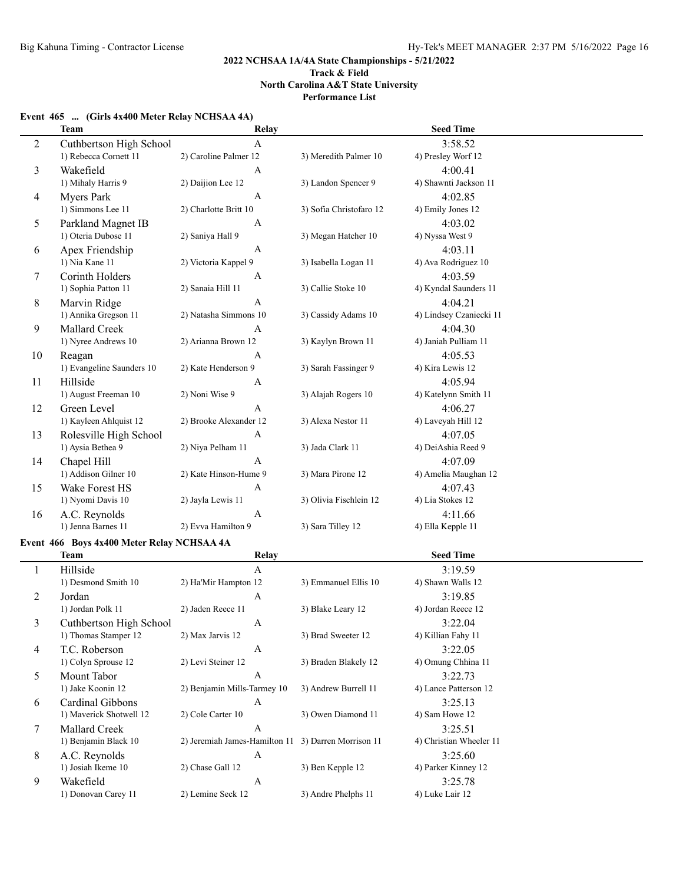## 2022 NCHSAA 1A/4A State Championships - 5/21/2022

**Track & Field**
**North Carolina A&T State University**
**Performance List**

### Event 465 ... (Girls 4x400 Meter Relay NCHSAA 4A)

| | Team | Relay | | Seed Time |
|---|---|---|---|---|
| 2 | Cuthbertson High School | A | | 3:58.52 |
| | 1) Rebecca Cornett 11 | 2) Caroline Palmer 12 | 3) Meredith Palmer 10 | 4) Presley Worf 12 |
| 3 | Wakefield | A | | 4:00.41 |
| | 1) Mihaly Harris 9 | 2) Daijion Lee 12 | 3) Landon Spencer 9 | 4) Shawnti Jackson 11 |
| 4 | Myers Park | A | | 4:02.85 |
| | 1) Simmons Lee 11 | 2) Charlotte Britt 10 | 3) Sofia Christofaro 12 | 4) Emily Jones 12 |
| 5 | Parkland Magnet IB | A | | 4:03.02 |
| | 1) Oteria Dubose 11 | 2) Saniya Hall 9 | 3) Megan Hatcher 10 | 4) Nyssa West 9 |
| 6 | Apex Friendship | A | | 4:03.11 |
| | 1) Nia Kane 11 | 2) Victoria Kappel 9 | 3) Isabella Logan 11 | 4) Ava Rodriguez 10 |
| 7 | Corinth Holders | A | | 4:03.59 |
| | 1) Sophia Patton 11 | 2) Sanaia Hill 11 | 3) Callie Stoke 10 | 4) Kyndal Saunders 11 |
| 8 | Marvin Ridge | A | | 4:04.21 |
| | 1) Annika Gregson 11 | 2) Natasha Simmons 10 | 3) Cassidy Adams 10 | 4) Lindsey Czaniecki 11 |
| 9 | Mallard Creek | A | | 4:04.30 |
| | 1) Nyree Andrews 10 | 2) Arianna Brown 12 | 3) Kaylyn Brown 11 | 4) Janiah Pulliam 11 |
| 10 | Reagan | A | | 4:05.53 |
| | 1) Evangeline Saunders 10 | 2) Kate Henderson 9 | 3) Sarah Fassinger 9 | 4) Kira Lewis 12 |
| 11 | Hillside | A | | 4:05.94 |
| | 1) August Freeman 10 | 2) Noni Wise 9 | 3) Alajah Rogers 10 | 4) Katelynn Smith 11 |
| 12 | Green Level | A | | 4:06.27 |
| | 1) Kayleen Ahlquist 12 | 2) Brooke Alexander 12 | 3) Alexa Nestor 11 | 4) Laveyah Hill 12 |
| 13 | Rolesville High School | A | | 4:07.05 |
| | 1) Aysia Bethea 9 | 2) Niya Pelham 11 | 3) Jada Clark 11 | 4) DeiAshia Reed 9 |
| 14 | Chapel Hill | A | | 4:07.09 |
| | 1) Addison Gilner 10 | 2) Kate Hinson-Hume 9 | 3) Mara Pirone 12 | 4) Amelia Maughan 12 |
| 15 | Wake Forest HS | A | | 4:07.43 |
| | 1) Nyomi Davis 10 | 2) Jayla Lewis 11 | 3) Olivia Fischlein 12 | 4) Lia Stokes 12 |
| 16 | A.C. Reynolds | A | | 4:11.66 |
| | 1) Jenna Barnes 11 | 2) Evva Hamilton 9 | 3) Sara Tilley 12 | 4) Ella Kepple 11 |

### Event 466 Boys 4x400 Meter Relay NCHSAA 4A

| | Team | Relay | | Seed Time |
|---|---|---|---|---|
| 1 | Hillside | A | | 3:19.59 |
| | 1) Desmond Smith 10 | 2) Ha'Mir Hampton 12 | 3) Emmanuel Ellis 10 | 4) Shawn Walls 12 |
| 2 | Jordan | A | | 3:19.85 |
| | 1) Jordan Polk 11 | 2) Jaden Reece 11 | 3) Blake Leary 12 | 4) Jordan Reece 12 |
| 3 | Cuthbertson High School | A | | 3:22.04 |
| | 1) Thomas Stamper 12 | 2) Max Jarvis 12 | 3) Brad Sweeter 12 | 4) Killian Fahy 11 |
| 4 | T.C. Roberson | A | | 3:22.05 |
| | 1) Colyn Sprouse 12 | 2) Levi Steiner 12 | 3) Braden Blakely 12 | 4) Omung Chhina 11 |
| 5 | Mount Tabor | A | | 3:22.73 |
| | 1) Jake Koonin 12 | 2) Benjamin Mills-Tarmey 10 | 3) Andrew Burrell 11 | 4) Lance Patterson 12 |
| 6 | Cardinal Gibbons | A | | 3:25.13 |
| | 1) Maverick Shotwell 12 | 2) Cole Carter 10 | 3) Owen Diamond 11 | 4) Sam Howe 12 |
| 7 | Mallard Creek | A | | 3:25.51 |
| | 1) Benjamin Black 10 | 2) Jeremiah James-Hamilton 11 | 3) Darren Morrison 11 | 4) Christian Wheeler 11 |
| 8 | A.C. Reynolds | A | | 3:25.60 |
| | 1) Josiah Ikeme 10 | 2) Chase Gall 12 | 3) Ben Kepple 12 | 4) Parker Kinney 12 |
| 9 | Wakefield | A | | 3:25.78 |
| | 1) Donovan Carey 11 | 2) Lemine Seck 12 | 3) Andre Phelphs 11 | 4) Luke Lair 12 |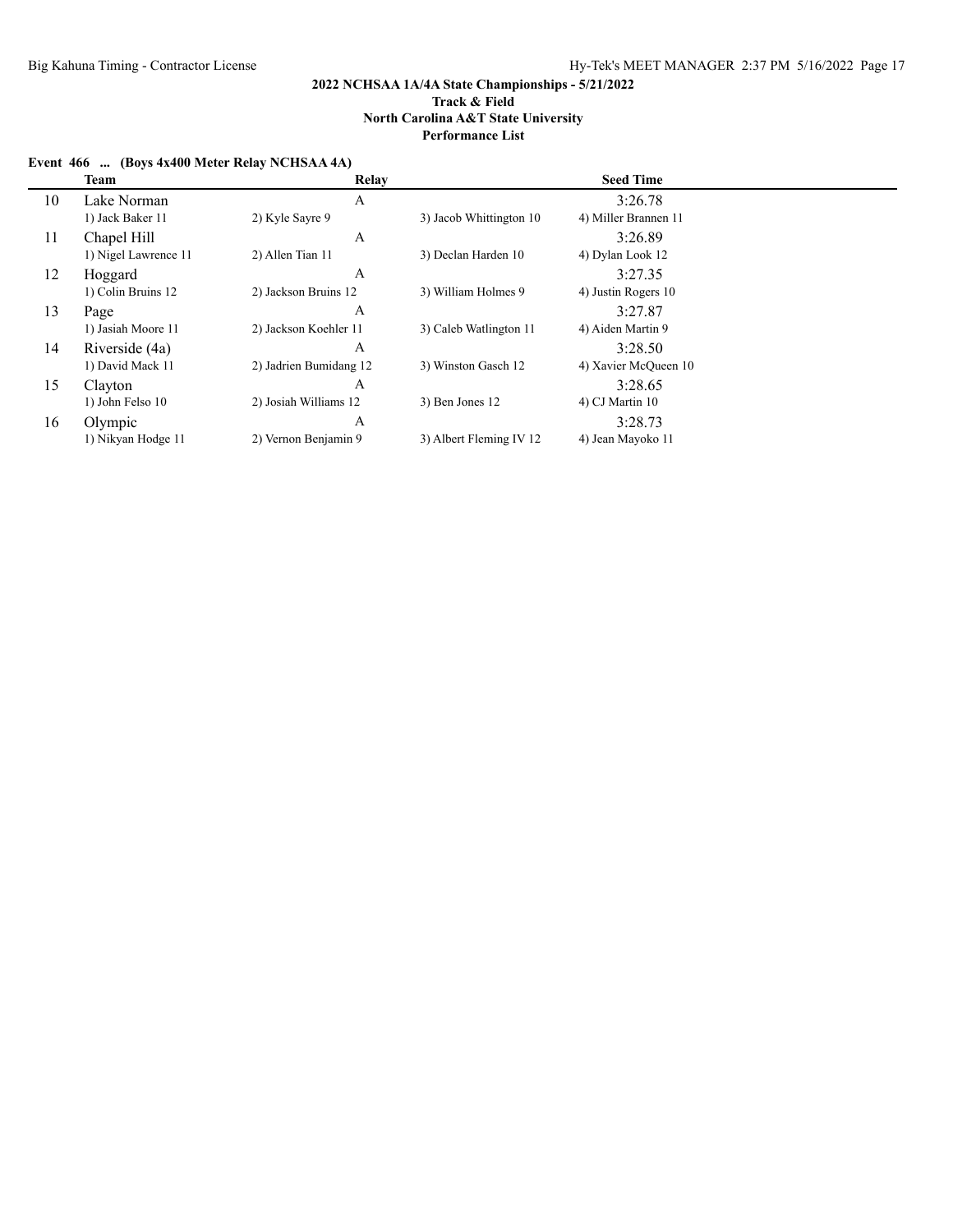## 2022 NCHSAA 1A/4A State Championships - 5/21/2022

**Track & Field**

**North Carolina A&T State University**

**Performance List**

### Event 466 ... (Boys 4x400 Meter Relay NCHSAA 4A)

| | Team | Relay | | Seed Time |
|---|---|---|---|---|
| 10 | Lake Norman | A | | 3:26.78 |
| | 1) Jack Baker 11 | 2) Kyle Sayre 9 | 3) Jacob Whittington 10 | 4) Miller Brannen 11 |
| 11 | Chapel Hill | A | | 3:26.89 |
| | 1) Nigel Lawrence 11 | 2) Allen Tian 11 | 3) Declan Harden 10 | 4) Dylan Look 12 |
| 12 | Hoggard | A | | 3:27.35 |
| | 1) Colin Bruins 12 | 2) Jackson Bruins 12 | 3) William Holmes 9 | 4) Justin Rogers 10 |
| 13 | Page | A | | 3:27.87 |
| | 1) Jasiah Moore 11 | 2) Jackson Koehler 11 | 3) Caleb Watlington 11 | 4) Aiden Martin 9 |
| 14 | Riverside (4a) | A | | 3:28.50 |
| | 1) David Mack 11 | 2) Jadrien Bumidang 12 | 3) Winston Gasch 12 | 4) Xavier McQueen 10 |
| 15 | Clayton | A | | 3:28.65 |
| | 1) John Felso 10 | 2) Josiah Williams 12 | 3) Ben Jones 12 | 4) CJ Martin 10 |
| 16 | Olympic | A | | 3:28.73 |
| | 1) Nikyan Hodge 11 | 2) Vernon Benjamin 9 | 3) Albert Fleming IV 12 | 4) Jean Mayoko 11 |